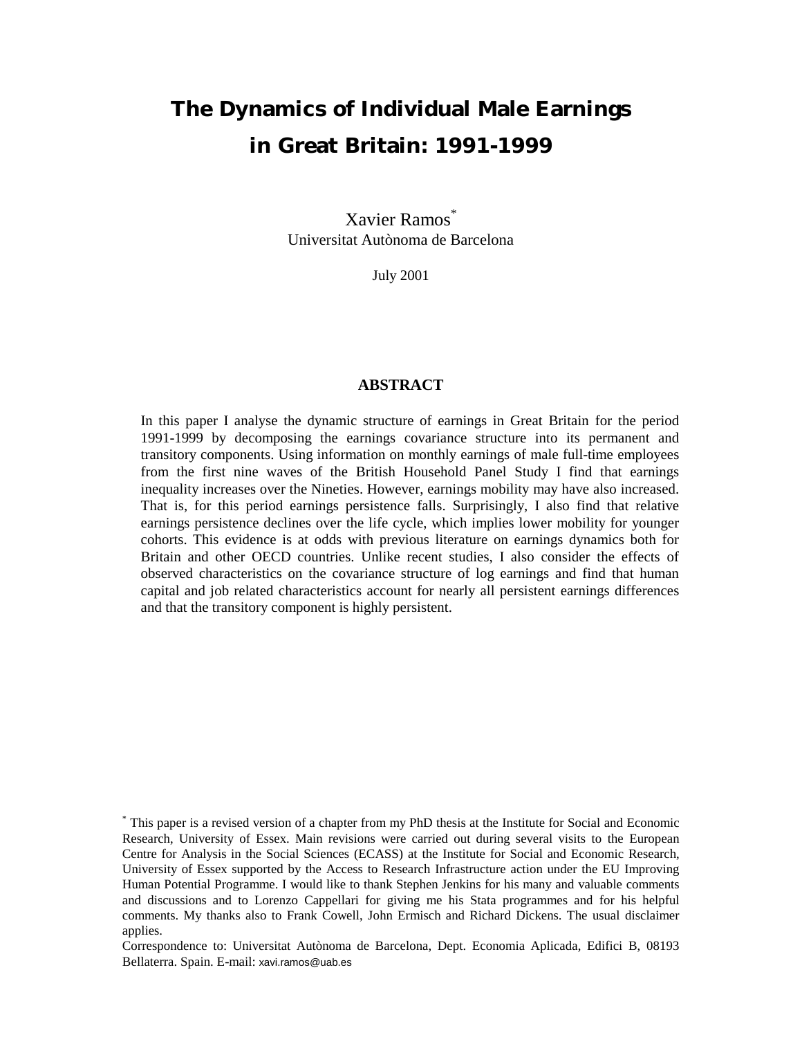# The Dynamics of Individual Male Earnings in Great Britain: 1991-1999

Xavier Ramos[*]
Universitat Autònoma de Barcelona

July 2001

## ABSTRACT

In this paper I analyse the dynamic structure of earnings in Great Britain for the period 1991-1999 by decomposing the earnings covariance structure into its permanent and transitory components. Using information on monthly earnings of male full-time employees from the first nine waves of the British Household Panel Study I find that earnings inequality increases over the Nineties. However, earnings mobility may have also increased. That is, for this period earnings persistence falls. Surprisingly, I also find that relative earnings persistence declines over the life cycle, which implies lower mobility for younger cohorts. This evidence is at odds with previous literature on earnings dynamics both for Britain and other OECD countries. Unlike recent studies, I also consider the effects of observed characteristics on the covariance structure of log earnings and find that human capital and job related characteristics account for nearly all persistent earnings differences and that the transitory component is highly persistent.

---

[*] This paper is a revised version of a chapter from my PhD thesis at the Institute for Social and Economic Research, University of Essex. Main revisions were carried out during several visits to the European Centre for Analysis in the Social Sciences (ECASS) at the Institute for Social and Economic Research, University of Essex supported by the Access to Research Infrastructure action under the EU Improving Human Potential Programme. I would like to thank Stephen Jenkins for his many and valuable comments and discussions and to Lorenzo Cappellari for giving me his Stata programmes and for his helpful comments. My thanks also to Frank Cowell, John Ermisch and Richard Dickens. The usual disclaimer applies.

Correspondence to: Universitat Autònoma de Barcelona, Dept. Economia Aplicada, Edifici B, 08193 Bellaterra. Spain. E-mail: xavi.ramos@uab.es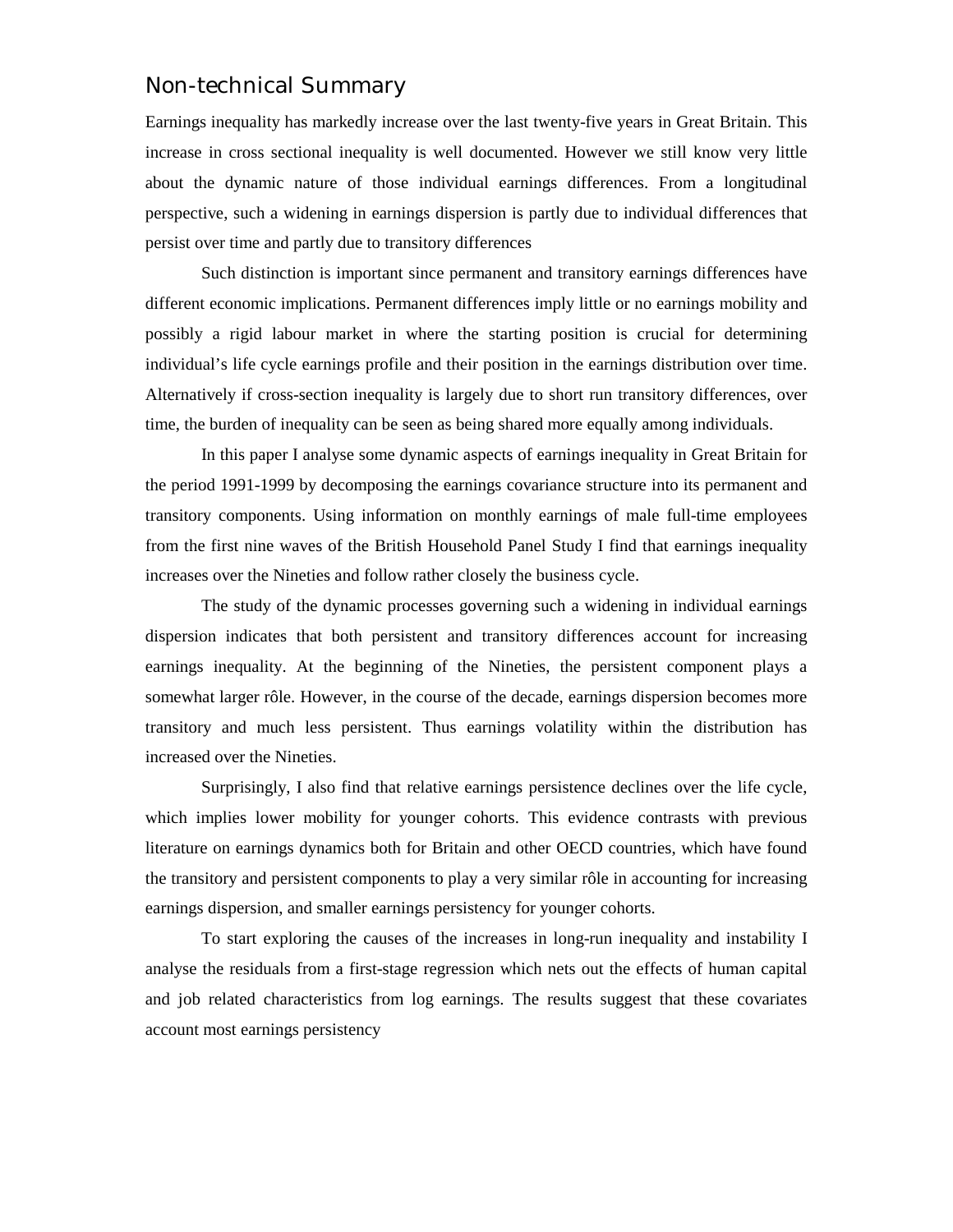## Non-technical Summary

Earnings inequality has markedly increase over the last twenty-five years in Great Britain. This increase in cross sectional inequality is well documented. However we still know very little about the dynamic nature of those individual earnings differences. From a longitudinal perspective, such a widening in earnings dispersion is partly due to individual differences that persist over time and partly due to transitory differences

Such distinction is important since permanent and transitory earnings differences have different economic implications. Permanent differences imply little or no earnings mobility and possibly a rigid labour market in where the starting position is crucial for determining individual's life cycle earnings profile and their position in the earnings distribution over time. Alternatively if cross-section inequality is largely due to short run transitory differences, over time, the burden of inequality can be seen as being shared more equally among individuals.

In this paper I analyse some dynamic aspects of earnings inequality in Great Britain for the period 1991-1999 by decomposing the earnings covariance structure into its permanent and transitory components. Using information on monthly earnings of male full-time employees from the first nine waves of the British Household Panel Study I find that earnings inequality increases over the Nineties and follow rather closely the business cycle.

The study of the dynamic processes governing such a widening in individual earnings dispersion indicates that both persistent and transitory differences account for increasing earnings inequality. At the beginning of the Nineties, the persistent component plays a somewhat larger rôle. However, in the course of the decade, earnings dispersion becomes more transitory and much less persistent. Thus earnings volatility within the distribution has increased over the Nineties.

Surprisingly, I also find that relative earnings persistence declines over the life cycle, which implies lower mobility for younger cohorts. This evidence contrasts with previous literature on earnings dynamics both for Britain and other OECD countries, which have found the transitory and persistent components to play a very similar rôle in accounting for increasing earnings dispersion, and smaller earnings persistency for younger cohorts.

To start exploring the causes of the increases in long-run inequality and instability I analyse the residuals from a first-stage regression which nets out the effects of human capital and job related characteristics from log earnings. The results suggest that these covariates account most earnings persistency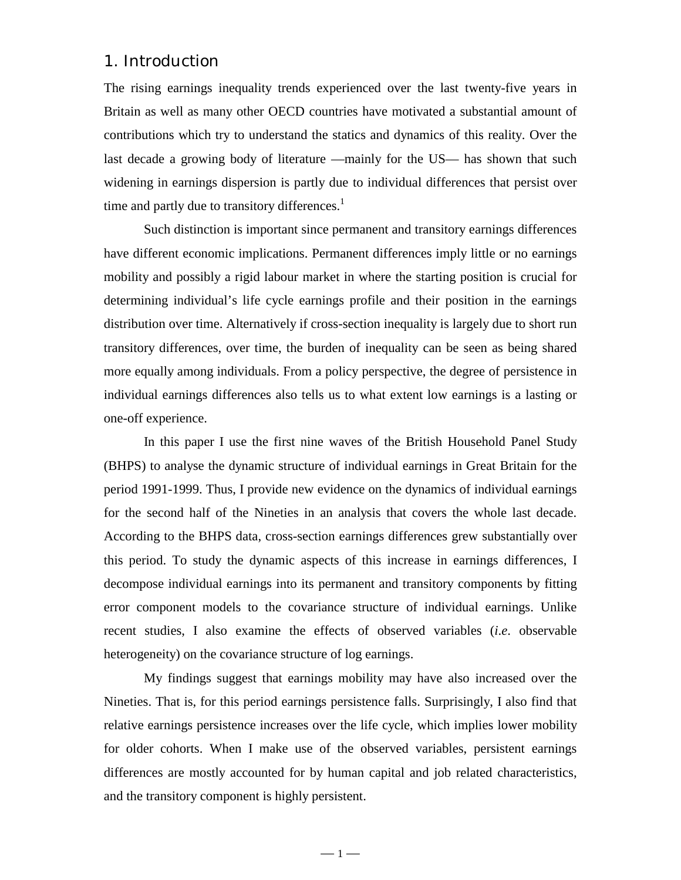# 1. Introduction

The rising earnings inequality trends experienced over the last twenty-five years in Britain as well as many other OECD countries have motivated a substantial amount of contributions which try to understand the statics and dynamics of this reality. Over the last decade a growing body of literature —mainly for the US— has shown that such widening in earnings dispersion is partly due to individual differences that persist over time and partly due to transitory differences.[1]

Such distinction is important since permanent and transitory earnings differences have different economic implications. Permanent differences imply little or no earnings mobility and possibly a rigid labour market in where the starting position is crucial for determining individual's life cycle earnings profile and their position in the earnings distribution over time. Alternatively if cross-section inequality is largely due to short run transitory differences, over time, the burden of inequality can be seen as being shared more equally among individuals. From a policy perspective, the degree of persistence in individual earnings differences also tells us to what extent low earnings is a lasting or one-off experience.

In this paper I use the first nine waves of the British Household Panel Study (BHPS) to analyse the dynamic structure of individual earnings in Great Britain for the period 1991-1999. Thus, I provide new evidence on the dynamics of individual earnings for the second half of the Nineties in an analysis that covers the whole last decade. According to the BHPS data, cross-section earnings differences grew substantially over this period. To study the dynamic aspects of this increase in earnings differences, I decompose individual earnings into its permanent and transitory components by fitting error component models to the covariance structure of individual earnings. Unlike recent studies, I also examine the effects of observed variables (*i.e.* observable heterogeneity) on the covariance structure of log earnings.

My findings suggest that earnings mobility may have also increased over the Nineties. That is, for this period earnings persistence falls. Surprisingly, I also find that relative earnings persistence increases over the life cycle, which implies lower mobility for older cohorts. When I make use of the observed variables, persistent earnings differences are mostly accounted for by human capital and job related characteristics, and the transitory component is highly persistent.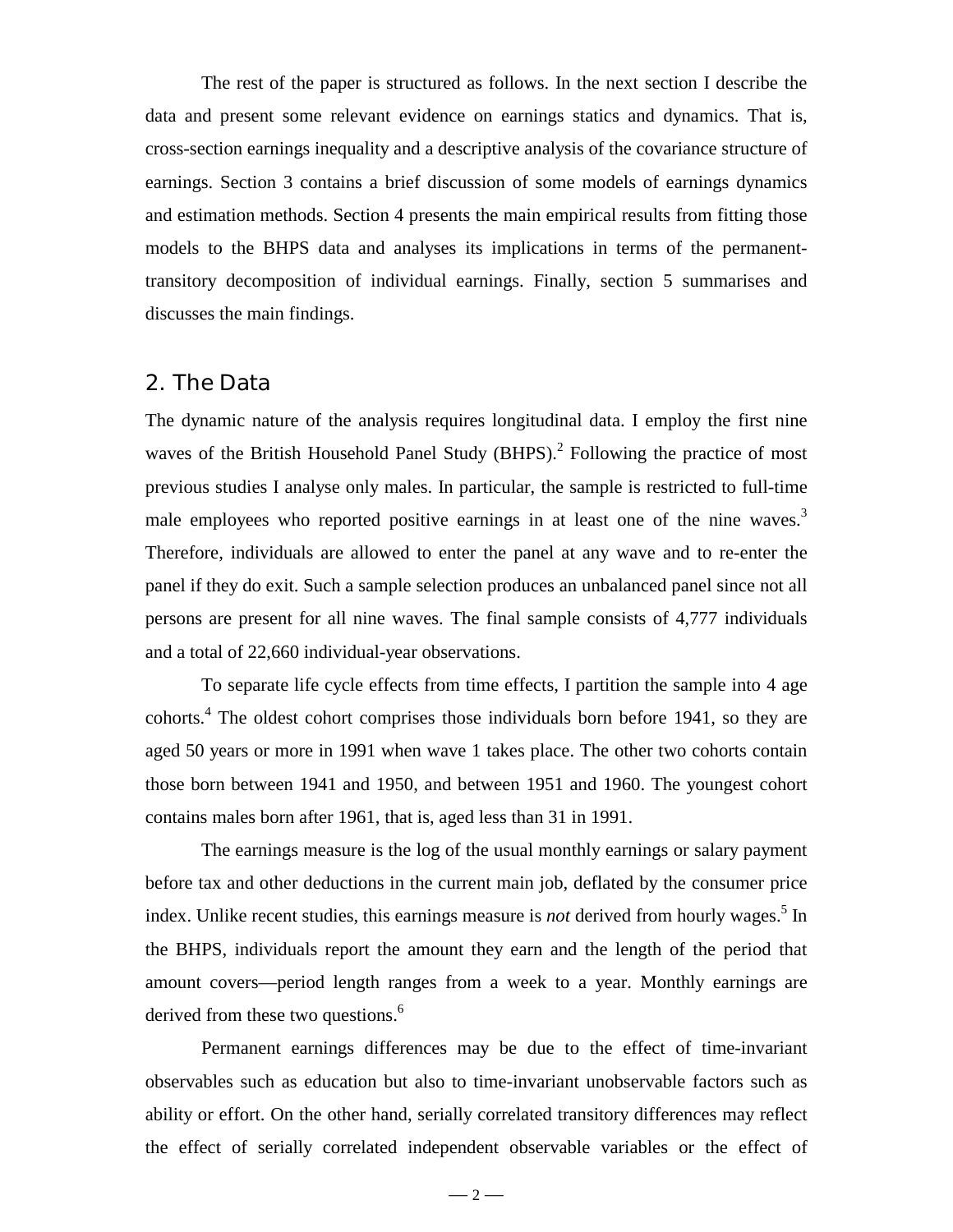The rest of the paper is structured as follows. In the next section I describe the data and present some relevant evidence on earnings statics and dynamics. That is, cross-section earnings inequality and a descriptive analysis of the covariance structure of earnings. Section 3 contains a brief discussion of some models of earnings dynamics and estimation methods. Section 4 presents the main empirical results from fitting those models to the BHPS data and analyses its implications in terms of the permanent-transitory decomposition of individual earnings. Finally, section 5 summarises and discusses the main findings.

## 2. The Data

The dynamic nature of the analysis requires longitudinal data. I employ the first nine waves of the British Household Panel Study (BHPS).[2] Following the practice of most previous studies I analyse only males. In particular, the sample is restricted to full-time male employees who reported positive earnings in at least one of the nine waves.[3] Therefore, individuals are allowed to enter the panel at any wave and to re-enter the panel if they do exit. Such a sample selection produces an unbalanced panel since not all persons are present for all nine waves. The final sample consists of 4,777 individuals and a total of 22,660 individual-year observations.

To separate life cycle effects from time effects, I partition the sample into 4 age cohorts.[4] The oldest cohort comprises those individuals born before 1941, so they are aged 50 years or more in 1991 when wave 1 takes place. The other two cohorts contain those born between 1941 and 1950, and between 1951 and 1960. The youngest cohort contains males born after 1961, that is, aged less than 31 in 1991.

The earnings measure is the log of the usual monthly earnings or salary payment before tax and other deductions in the current main job, deflated by the consumer price index. Unlike recent studies, this earnings measure is *not* derived from hourly wages.[5] In the BHPS, individuals report the amount they earn and the length of the period that amount covers—period length ranges from a week to a year. Monthly earnings are derived from these two questions.[6]

Permanent earnings differences may be due to the effect of time-invariant observables such as education but also to time-invariant unobservable factors such as ability or effort. On the other hand, serially correlated transitory differences may reflect the effect of serially correlated independent observable variables or the effect of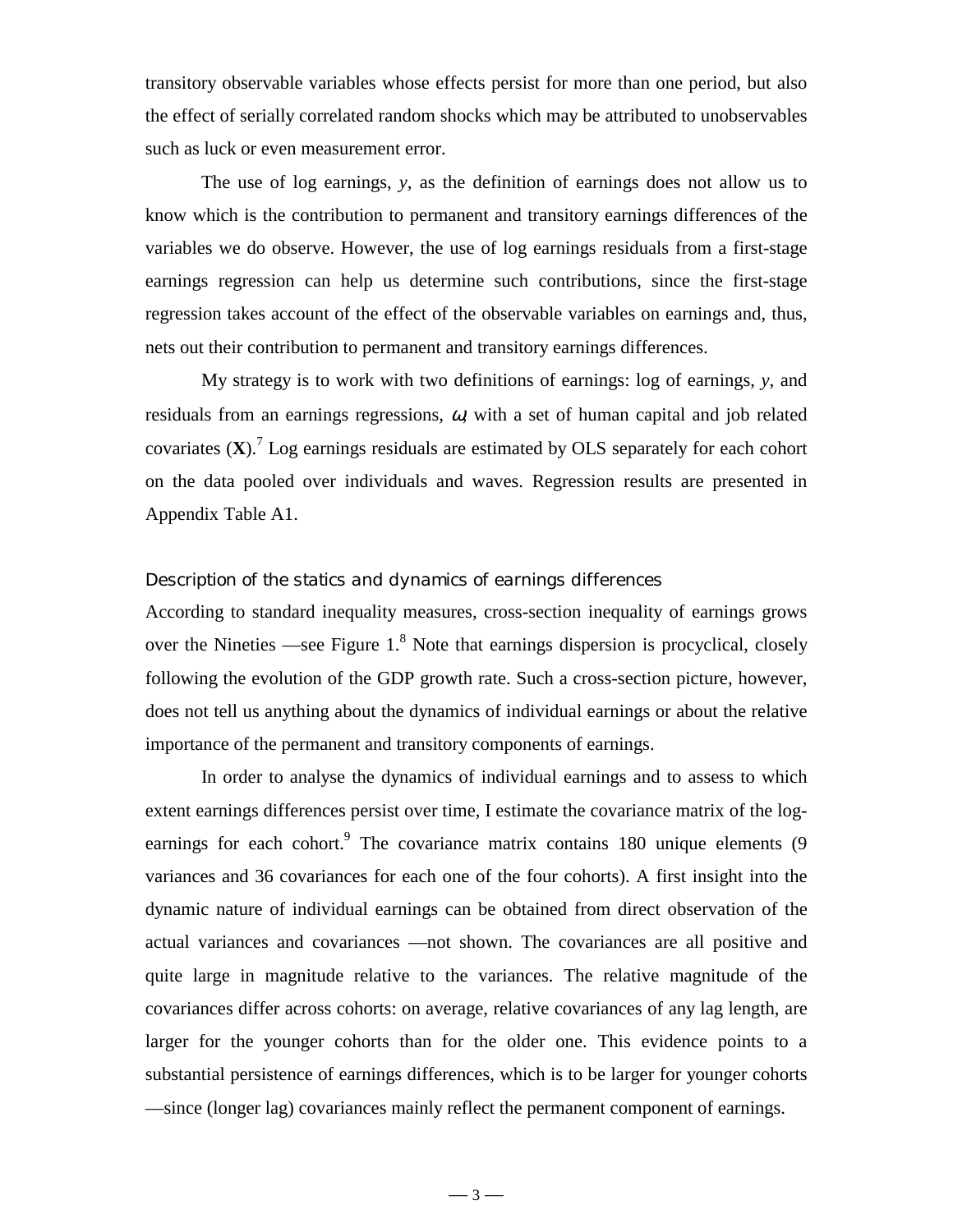transitory observable variables whose effects persist for more than one period, but also the effect of serially correlated random shocks which may be attributed to unobservables such as luck or even measurement error.

The use of log earnings, *y*, as the definition of earnings does not allow us to know which is the contribution to permanent and transitory earnings differences of the variables we do observe. However, the use of log earnings residuals from a first-stage earnings regression can help us determine such contributions, since the first-stage regression takes account of the effect of the observable variables on earnings and, thus, nets out their contribution to permanent and transitory earnings differences.

My strategy is to work with two definitions of earnings: log of earnings, *y*, and residuals from an earnings regressions, $\omega$, with a set of human capital and job related covariates (**X**).[7] Log earnings residuals are estimated by OLS separately for each cohort on the data pooled over individuals and waves. Regression results are presented in Appendix Table A1.

### Description of the statics and dynamics of earnings differences

According to standard inequality measures, cross-section inequality of earnings grows over the Nineties —see Figure 1.[8] Note that earnings dispersion is procyclical, closely following the evolution of the GDP growth rate. Such a cross-section picture, however, does not tell us anything about the dynamics of individual earnings or about the relative importance of the permanent and transitory components of earnings.

In order to analyse the dynamics of individual earnings and to assess to which extent earnings differences persist over time, I estimate the covariance matrix of the log-earnings for each cohort.[9] The covariance matrix contains 180 unique elements (9 variances and 36 covariances for each one of the four cohorts). A first insight into the dynamic nature of individual earnings can be obtained from direct observation of the actual variances and covariances —not shown. The covariances are all positive and quite large in magnitude relative to the variances. The relative magnitude of the covariances differ across cohorts: on average, relative covariances of any lag length, are larger for the younger cohorts than for the older one. This evidence points to a substantial persistence of earnings differences, which is to be larger for younger cohorts —since (longer lag) covariances mainly reflect the permanent component of earnings.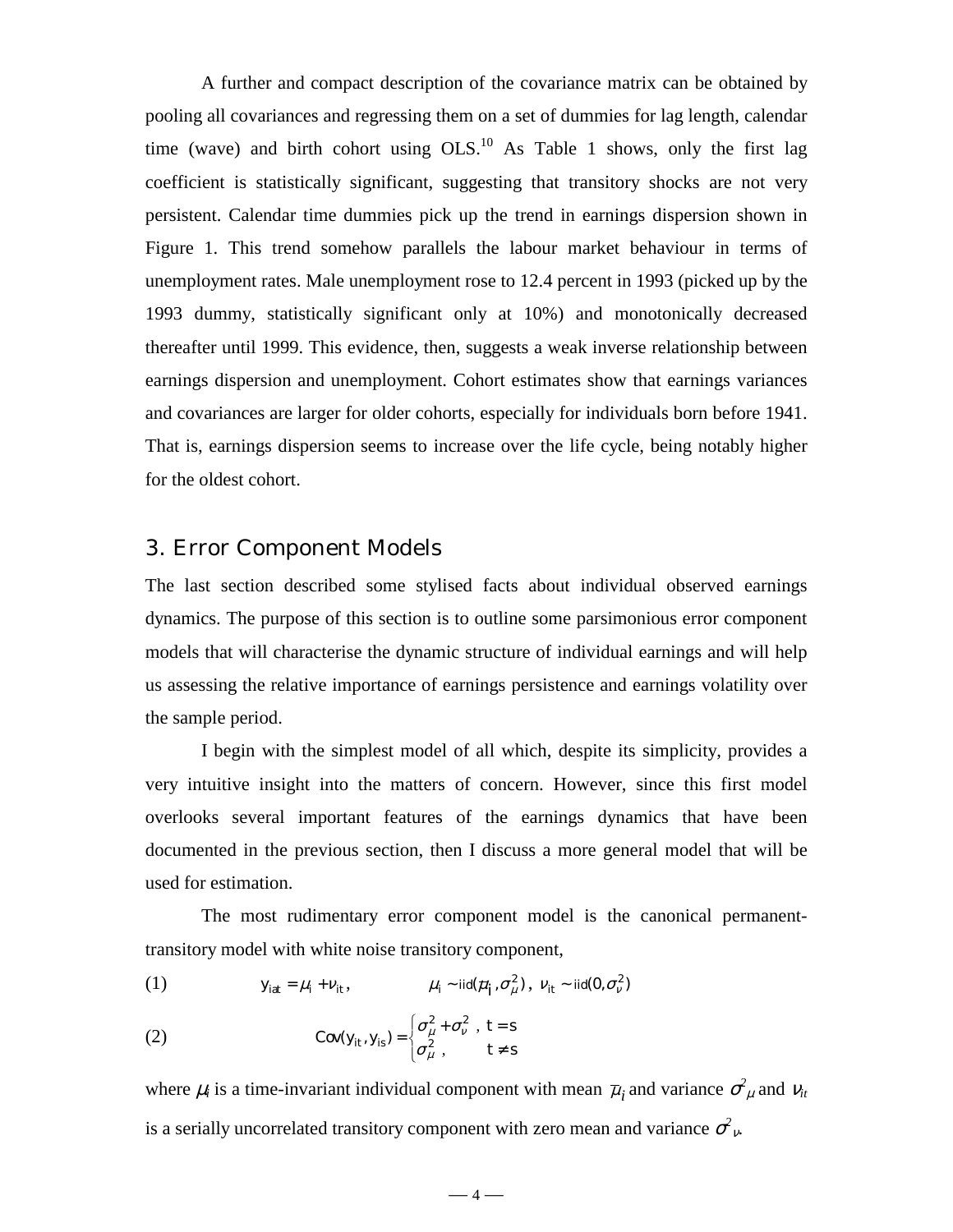A further and compact description of the covariance matrix can be obtained by pooling all covariances and regressing them on a set of dummies for lag length, calendar time (wave) and birth cohort using OLS.[10] As Table 1 shows, only the first lag coefficient is statistically significant, suggesting that transitory shocks are not very persistent. Calendar time dummies pick up the trend in earnings dispersion shown in Figure 1. This trend somehow parallels the labour market behaviour in terms of unemployment rates. Male unemployment rose to 12.4 percent in 1993 (picked up by the 1993 dummy, statistically significant only at 10%) and monotonically decreased thereafter until 1999. This evidence, then, suggests a weak inverse relationship between earnings dispersion and unemployment. Cohort estimates show that earnings variances and covariances are larger for older cohorts, especially for individuals born before 1941. That is, earnings dispersion seems to increase over the life cycle, being notably higher for the oldest cohort.

## 3. Error Component Models

The last section described some stylised facts about individual observed earnings dynamics. The purpose of this section is to outline some parsimonious error component models that will characterise the dynamic structure of individual earnings and will help us assessing the relative importance of earnings persistence and earnings volatility over the sample period.

I begin with the simplest model of all which, despite its simplicity, provides a very intuitive insight into the matters of concern. However, since this first model overlooks several important features of the earnings dynamics that have been documented in the previous section, then I discuss a more general model that will be used for estimation.

The most rudimentary error component model is the canonical permanent-transitory model with white noise transitory component,

$$y_{iat} = \mu_i + \nu_{it}, \qquad \mu_i \sim \text{iid}(\bar{\mu}_i, \sigma^2_\mu), \; \nu_{it} \sim \text{iid}(0, \sigma^2_\nu) \tag{1}$$

$$\text{Cov}(y_{it}, y_{is}) = \begin{cases} \sigma^2_\mu + \sigma^2_\nu \;, & t = s \\ \sigma^2_\mu \;, & t \neq s \end{cases} \tag{2}$$

where $\mu_i$ is a time-invariant individual component with mean $\bar{\mu}_i$ and variance $\sigma^2_\mu$ and $\nu_{it}$ is a serially uncorrelated transitory component with zero mean and variance $\sigma^2_\nu$.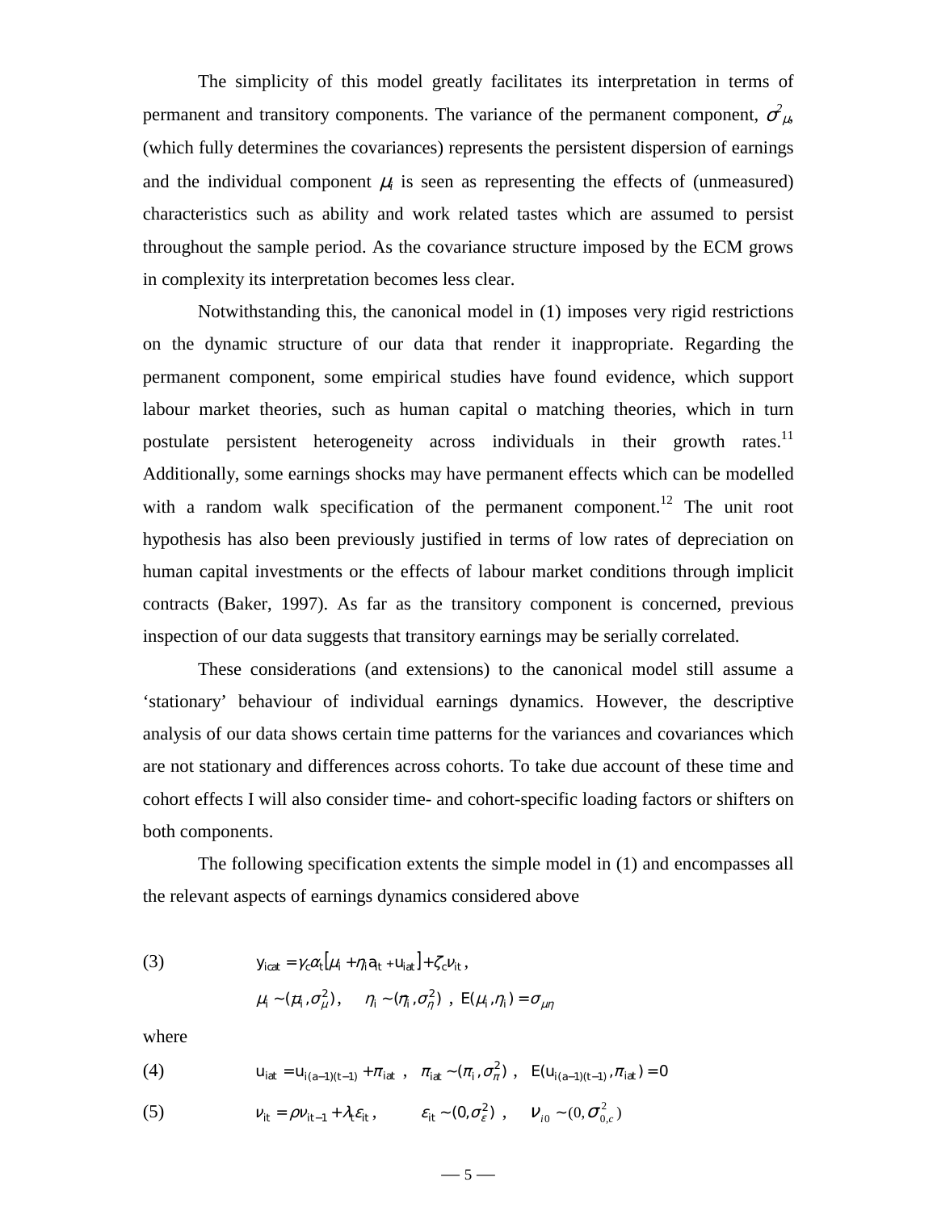The simplicity of this model greatly facilitates its interpretation in terms of permanent and transitory components. The variance of the permanent component, $\sigma^2_{\mu}$, (which fully determines the covariances) represents the persistent dispersion of earnings and the individual component $\mu_i$ is seen as representing the effects of (unmeasured) characteristics such as ability and work related tastes which are assumed to persist throughout the sample period. As the covariance structure imposed by the ECM grows in complexity its interpretation becomes less clear.

Notwithstanding this, the canonical model in (1) imposes very rigid restrictions on the dynamic structure of our data that render it inappropriate. Regarding the permanent component, some empirical studies have found evidence, which support labour market theories, such as human capital o matching theories, which in turn postulate persistent heterogeneity across individuals in their growth rates.[11] Additionally, some earnings shocks may have permanent effects which can be modelled with a random walk specification of the permanent component.[12] The unit root hypothesis has also been previously justified in terms of low rates of depreciation on human capital investments or the effects of labour market conditions through implicit contracts (Baker, 1997). As far as the transitory component is concerned, previous inspection of our data suggests that transitory earnings may be serially correlated.

These considerations (and extensions) to the canonical model still assume a 'stationary' behaviour of individual earnings dynamics. However, the descriptive analysis of our data shows certain time patterns for the variances and covariances which are not stationary and differences across cohorts. To take due account of these time and cohort effects I will also consider time- and cohort-specific loading factors or shifters on both components.

The following specification extents the simple model in (1) and encompasses all the relevant aspects of earnings dynamics considered above

(3) $$y_{icat} = \gamma_c \alpha_t [\mu_i + \eta_i a_t + u_{iat}] + \zeta_c \nu_{it},$$

$$\mu_i \sim (\bar{\mu}_i, \sigma^2_{\mu}), \quad \eta_i \sim (\bar{\eta}_i, \sigma^2_{\eta}), \quad E(\mu_i, \eta_i) = \sigma_{\mu\eta}$$

where

(4) $$u_{iat} = u_{i(a-1)(t-1)} + \pi_{iat}, \quad \pi_{iat} \sim (\bar{\pi}_i, \sigma^2_{\pi}), \quad E(u_{i(a-1)(t-1)}, \pi_{iat}) = 0$$

(5) $$\nu_{it} = \rho \nu_{it-1} + \lambda_t \varepsilon_{it}, \quad \varepsilon_{it} \sim (0, \sigma^2_{\varepsilon}), \quad \nu_{i0} \sim (0, \sigma^2_{0,c})$$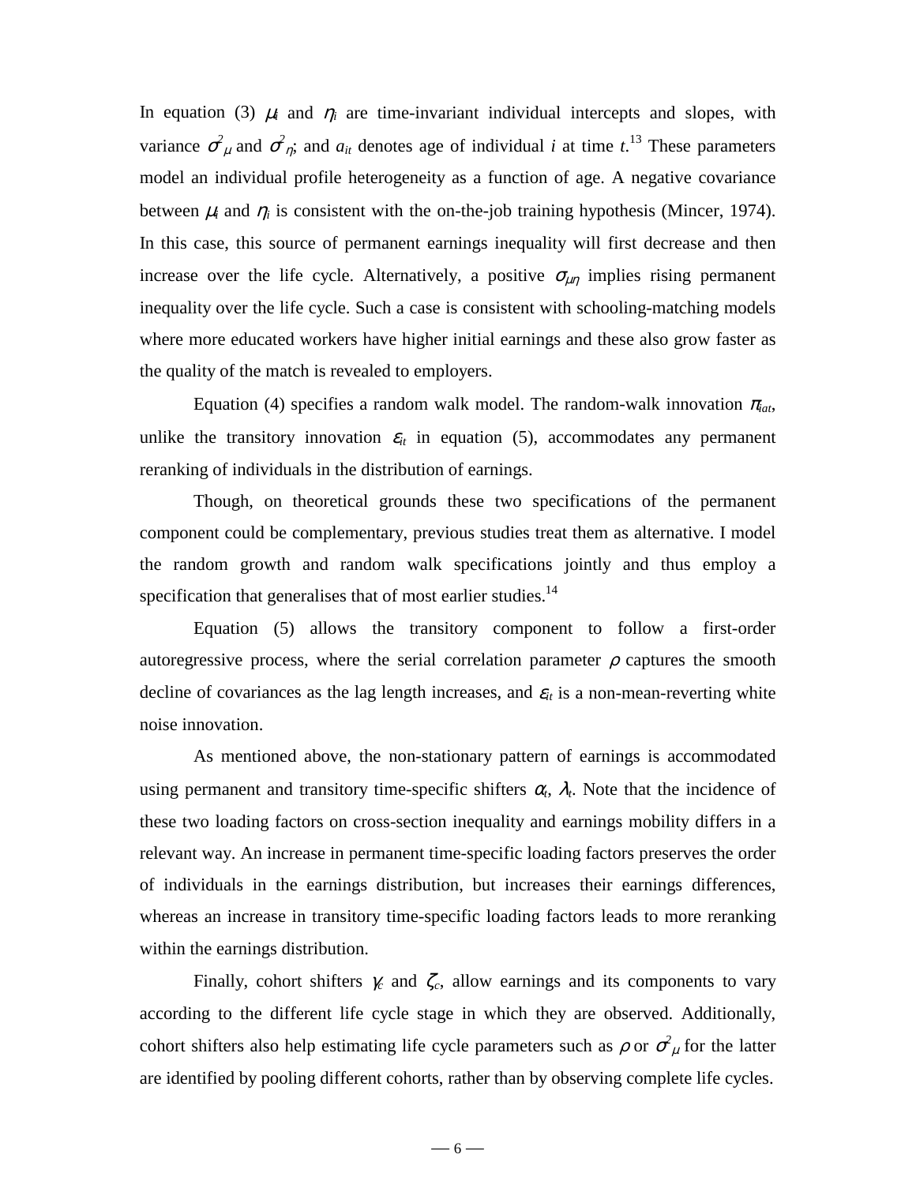In equation (3) $\mu_i$ and $\eta_i$ are time-invariant individual intercepts and slopes, with variance $\sigma^2_\mu$ and $\sigma^2_\eta$; and $a_{it}$ denotes age of individual *i* at time *t*.[13] These parameters model an individual profile heterogeneity as a function of age. A negative covariance between $\mu_i$ and $\eta_i$ is consistent with the on-the-job training hypothesis (Mincer, 1974). In this case, this source of permanent earnings inequality will first decrease and then increase over the life cycle. Alternatively, a positive $\sigma_{\mu\eta}$ implies rising permanent inequality over the life cycle. Such a case is consistent with schooling-matching models where more educated workers have higher initial earnings and these also grow faster as the quality of the match is revealed to employers.

Equation (4) specifies a random walk model. The random-walk innovation $\pi_{iat}$, unlike the transitory innovation $\varepsilon_{it}$ in equation (5), accommodates any permanent reranking of individuals in the distribution of earnings.

Though, on theoretical grounds these two specifications of the permanent component could be complementary, previous studies treat them as alternative. I model the random growth and random walk specifications jointly and thus employ a specification that generalises that of most earlier studies.[14]

Equation (5) allows the transitory component to follow a first-order autoregressive process, where the serial correlation parameter $\rho$ captures the smooth decline of covariances as the lag length increases, and $\varepsilon_{it}$ is a non-mean-reverting white noise innovation.

As mentioned above, the non-stationary pattern of earnings is accommodated using permanent and transitory time-specific shifters $\alpha_t$, $\lambda_t$. Note that the incidence of these two loading factors on cross-section inequality and earnings mobility differs in a relevant way. An increase in permanent time-specific loading factors preserves the order of individuals in the earnings distribution, but increases their earnings differences, whereas an increase in transitory time-specific loading factors leads to more reranking within the earnings distribution.

Finally, cohort shifters $\gamma_c$ and $\zeta_c$, allow earnings and its components to vary according to the different life cycle stage in which they are observed. Additionally, cohort shifters also help estimating life cycle parameters such as $\rho$ or $\sigma^2_\mu$ for the latter are identified by pooling different cohorts, rather than by observing complete life cycles.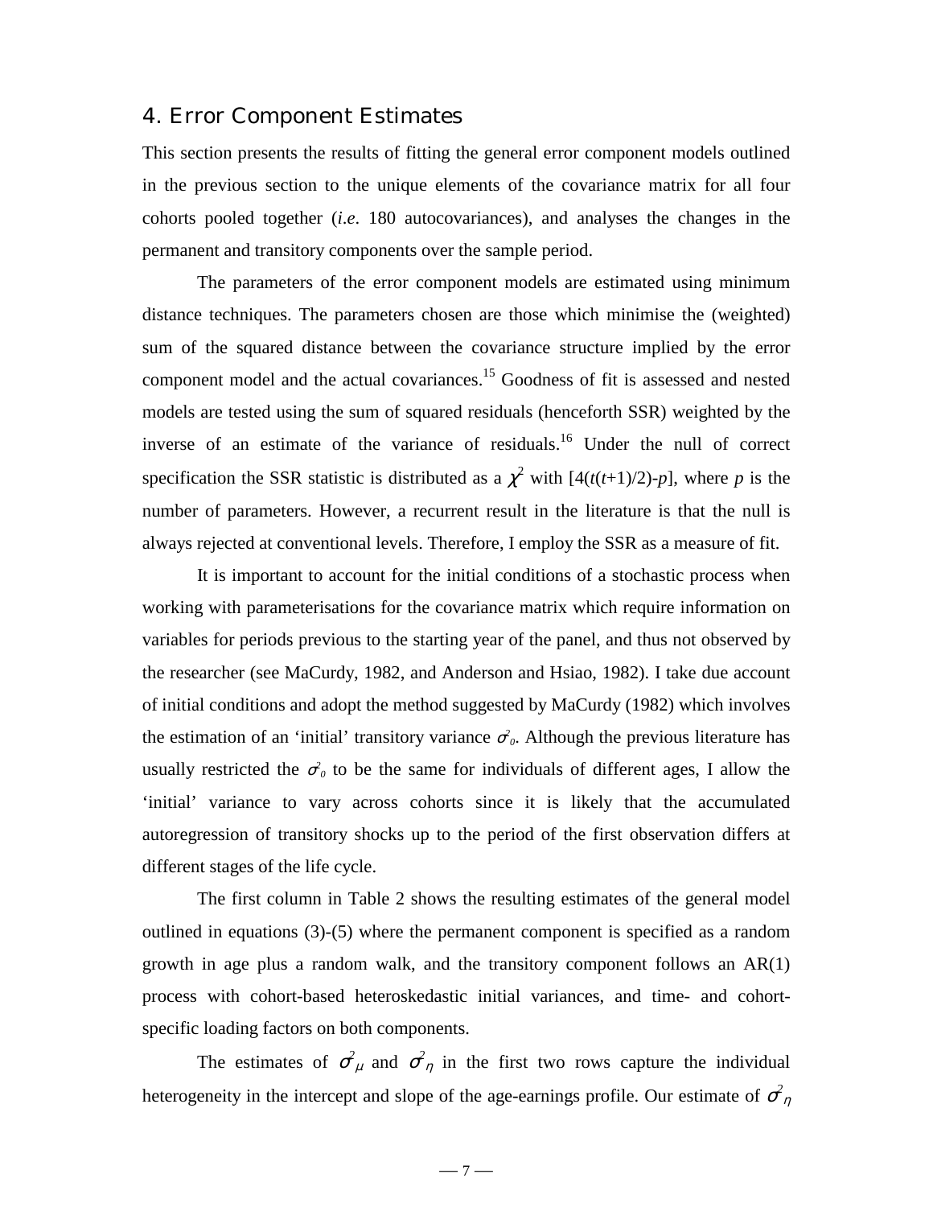## 4. Error Component Estimates

This section presents the results of fitting the general error component models outlined in the previous section to the unique elements of the covariance matrix for all four cohorts pooled together (*i.e*. 180 autocovariances), and analyses the changes in the permanent and transitory components over the sample period.

The parameters of the error component models are estimated using minimum distance techniques. The parameters chosen are those which minimise the (weighted) sum of the squared distance between the covariance structure implied by the error component model and the actual covariances.[15] Goodness of fit is assessed and nested models are tested using the sum of squared residuals (henceforth SSR) weighted by the inverse of an estimate of the variance of residuals.[16] Under the null of correct specification the SSR statistic is distributed as a $\chi^2$ with $[4(t(t+1)/2)-p]$, where $p$ is the number of parameters. However, a recurrent result in the literature is that the null is always rejected at conventional levels. Therefore, I employ the SSR as a measure of fit.

It is important to account for the initial conditions of a stochastic process when working with parameterisations for the covariance matrix which require information on variables for periods previous to the starting year of the panel, and thus not observed by the researcher (see MaCurdy, 1982, and Anderson and Hsiao, 1982). I take due account of initial conditions and adopt the method suggested by MaCurdy (1982) which involves the estimation of an 'initial' transitory variance $\sigma^2_0$. Although the previous literature has usually restricted the $\sigma^2_0$ to be the same for individuals of different ages, I allow the 'initial' variance to vary across cohorts since it is likely that the accumulated autoregression of transitory shocks up to the period of the first observation differs at different stages of the life cycle.

The first column in Table 2 shows the resulting estimates of the general model outlined in equations (3)-(5) where the permanent component is specified as a random growth in age plus a random walk, and the transitory component follows an AR(1) process with cohort-based heteroskedastic initial variances, and time- and cohort-specific loading factors on both components.

The estimates of $\sigma^2_\mu$ and $\sigma^2_\eta$ in the first two rows capture the individual heterogeneity in the intercept and slope of the age-earnings profile. Our estimate of $\sigma^2_\eta$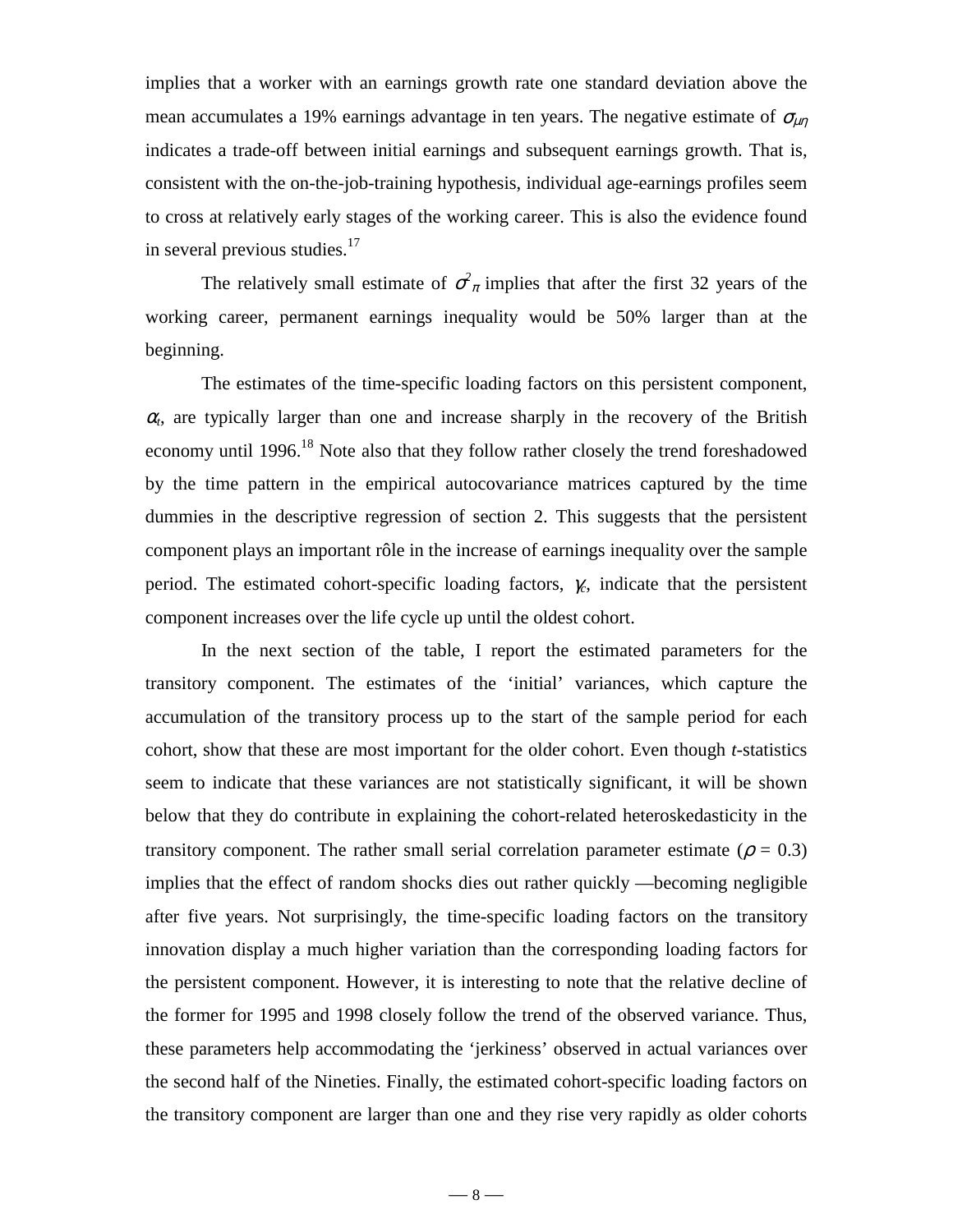implies that a worker with an earnings growth rate one standard deviation above the mean accumulates a 19% earnings advantage in ten years. The negative estimate of $\sigma_{\mu\eta}$ indicates a trade-off between initial earnings and subsequent earnings growth. That is, consistent with the on-the-job-training hypothesis, individual age-earnings profiles seem to cross at relatively early stages of the working career. This is also the evidence found in several previous studies.[17]

The relatively small estimate of $\sigma^2_{\pi}$ implies that after the first 32 years of the working career, permanent earnings inequality would be 50% larger than at the beginning.

The estimates of the time-specific loading factors on this persistent component, $\alpha_t$, are typically larger than one and increase sharply in the recovery of the British economy until 1996.[18] Note also that they follow rather closely the trend foreshadowed by the time pattern in the empirical autocovariance matrices captured by the time dummies in the descriptive regression of section 2. This suggests that the persistent component plays an important rôle in the increase of earnings inequality over the sample period. The estimated cohort-specific loading factors, $\gamma_c$, indicate that the persistent component increases over the life cycle up until the oldest cohort.

In the next section of the table, I report the estimated parameters for the transitory component. The estimates of the 'initial' variances, which capture the accumulation of the transitory process up to the start of the sample period for each cohort, show that these are most important for the older cohort. Even though *t*-statistics seem to indicate that these variances are not statistically significant, it will be shown below that they do contribute in explaining the cohort-related heteroskedasticity in the transitory component. The rather small serial correlation parameter estimate ($\rho$ = 0.3) implies that the effect of random shocks dies out rather quickly —becoming negligible after five years. Not surprisingly, the time-specific loading factors on the transitory innovation display a much higher variation than the corresponding loading factors for the persistent component. However, it is interesting to note that the relative decline of the former for 1995 and 1998 closely follow the trend of the observed variance. Thus, these parameters help accommodating the 'jerkiness' observed in actual variances over the second half of the Nineties. Finally, the estimated cohort-specific loading factors on the transitory component are larger than one and they rise very rapidly as older cohorts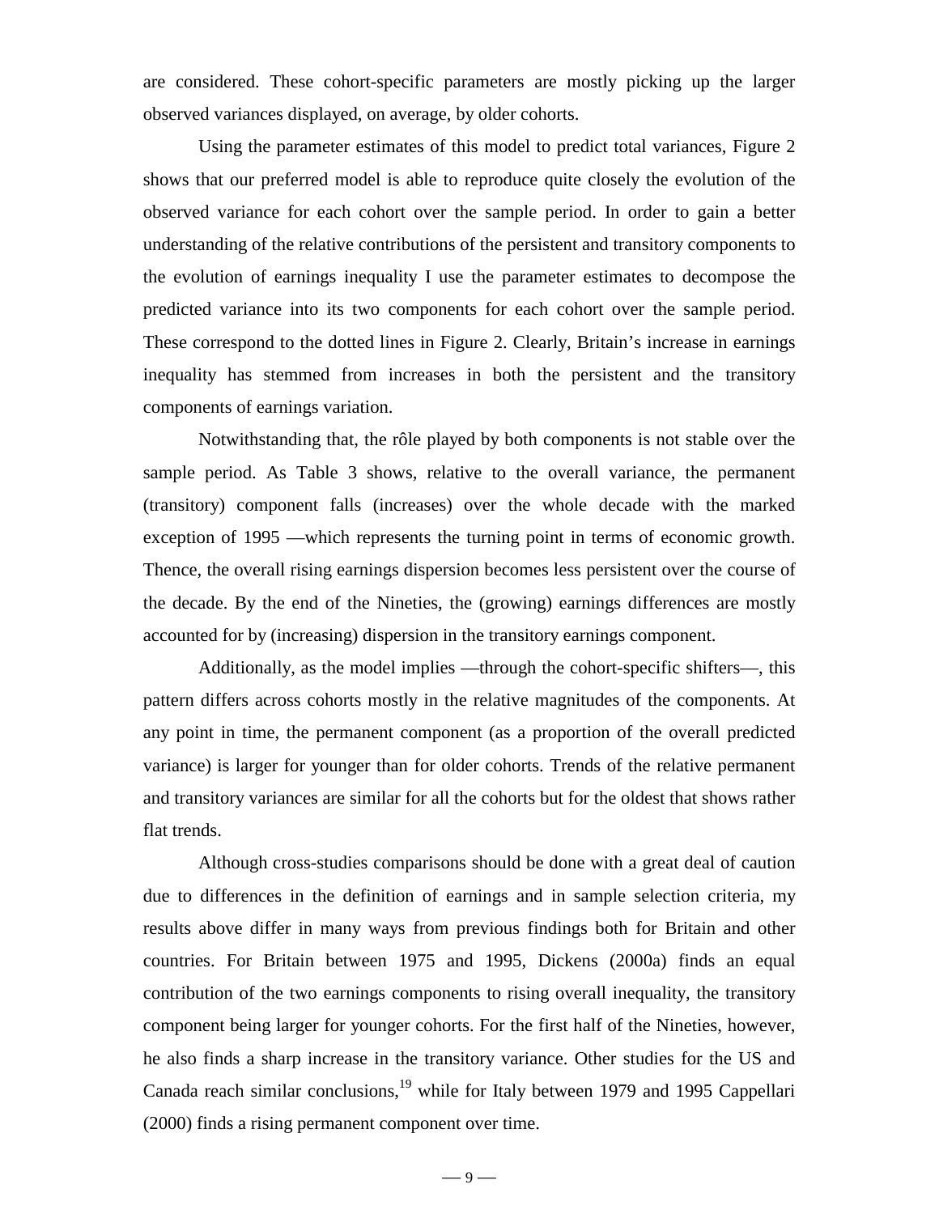are considered. These cohort-specific parameters are mostly picking up the larger observed variances displayed, on average, by older cohorts.

Using the parameter estimates of this model to predict total variances, Figure 2 shows that our preferred model is able to reproduce quite closely the evolution of the observed variance for each cohort over the sample period. In order to gain a better understanding of the relative contributions of the persistent and transitory components to the evolution of earnings inequality I use the parameter estimates to decompose the predicted variance into its two components for each cohort over the sample period. These correspond to the dotted lines in Figure 2. Clearly, Britain's increase in earnings inequality has stemmed from increases in both the persistent and the transitory components of earnings variation.

Notwithstanding that, the rôle played by both components is not stable over the sample period. As Table 3 shows, relative to the overall variance, the permanent (transitory) component falls (increases) over the whole decade with the marked exception of 1995 —which represents the turning point in terms of economic growth. Thence, the overall rising earnings dispersion becomes less persistent over the course of the decade. By the end of the Nineties, the (growing) earnings differences are mostly accounted for by (increasing) dispersion in the transitory earnings component.

Additionally, as the model implies —through the cohort-specific shifters—, this pattern differs across cohorts mostly in the relative magnitudes of the components. At any point in time, the permanent component (as a proportion of the overall predicted variance) is larger for younger than for older cohorts. Trends of the relative permanent and transitory variances are similar for all the cohorts but for the oldest that shows rather flat trends.

Although cross-studies comparisons should be done with a great deal of caution due to differences in the definition of earnings and in sample selection criteria, my results above differ in many ways from previous findings both for Britain and other countries. For Britain between 1975 and 1995, Dickens (2000a) finds an equal contribution of the two earnings components to rising overall inequality, the transitory component being larger for younger cohorts. For the first half of the Nineties, however, he also finds a sharp increase in the transitory variance. Other studies for the US and Canada reach similar conclusions,[19] while for Italy between 1979 and 1995 Cappellari (2000) finds a rising permanent component over time.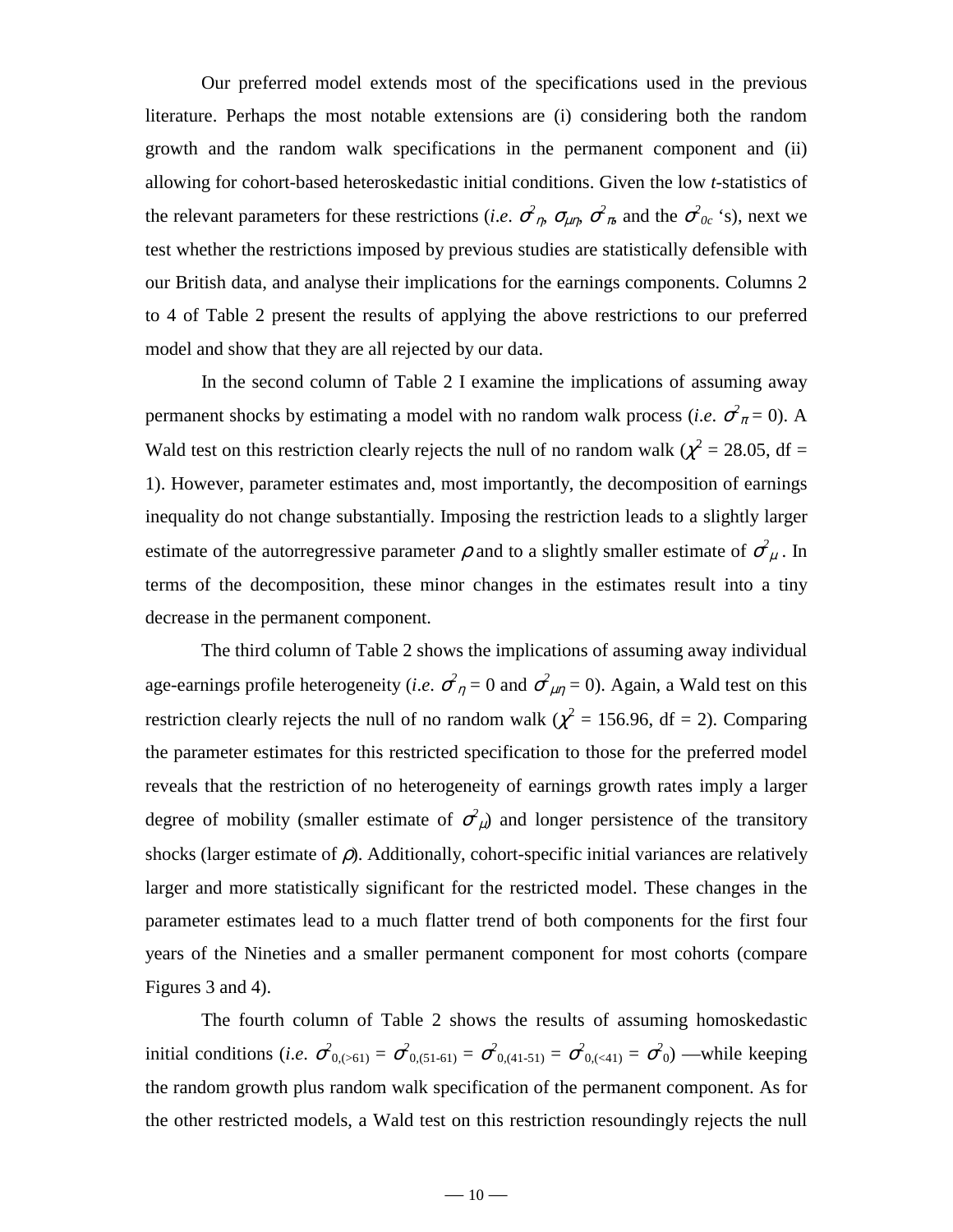Our preferred model extends most of the specifications used in the previous literature. Perhaps the most notable extensions are (i) considering both the random growth and the random walk specifications in the permanent component and (ii) allowing for cohort-based heteroskedastic initial conditions. Given the low *t*-statistics of the relevant parameters for these restrictions (*i.e.* $\sigma^2_\eta$, $\sigma_{\mu\eta}$, $\sigma^2_\pi$, and the $\sigma^2_{0c}$ 's), next we test whether the restrictions imposed by previous studies are statistically defensible with our British data, and analyse their implications for the earnings components. Columns 2 to 4 of Table 2 present the results of applying the above restrictions to our preferred model and show that they are all rejected by our data.

In the second column of Table 2 I examine the implications of assuming away permanent shocks by estimating a model with no random walk process (*i.e.* $\sigma^2_\pi = 0$). A Wald test on this restriction clearly rejects the null of no random walk ($\chi^2 = 28.05$, df = 1). However, parameter estimates and, most importantly, the decomposition of earnings inequality do not change substantially. Imposing the restriction leads to a slightly larger estimate of the autorregressive parameter $\rho$ and to a slightly smaller estimate of $\sigma^2_\mu$. In terms of the decomposition, these minor changes in the estimates result into a tiny decrease in the permanent component.

The third column of Table 2 shows the implications of assuming away individual age-earnings profile heterogeneity (*i.e.* $\sigma^2_\eta = 0$ and $\sigma^2_{\mu\eta} = 0$). Again, a Wald test on this restriction clearly rejects the null of no random walk ($\chi^2 = 156.96$, df = 2). Comparing the parameter estimates for this restricted specification to those for the preferred model reveals that the restriction of no heterogeneity of earnings growth rates imply a larger degree of mobility (smaller estimate of $\sigma^2_\mu$) and longer persistence of the transitory shocks (larger estimate of $\rho$). Additionally, cohort-specific initial variances are relatively larger and more statistically significant for the restricted model. These changes in the parameter estimates lead to a much flatter trend of both components for the first four years of the Nineties and a smaller permanent component for most cohorts (compare Figures 3 and 4).

The fourth column of Table 2 shows the results of assuming homoskedastic initial conditions (*i.e.* $\sigma^2_{0,(>61)} = \sigma^2_{0,(51\text{-}61)} = \sigma^2_{0,(41\text{-}51)} = \sigma^2_{0,(<41)} = \sigma^2_0$) —while keeping the random growth plus random walk specification of the permanent component. As for the other restricted models, a Wald test on this restriction resoundingly rejects the null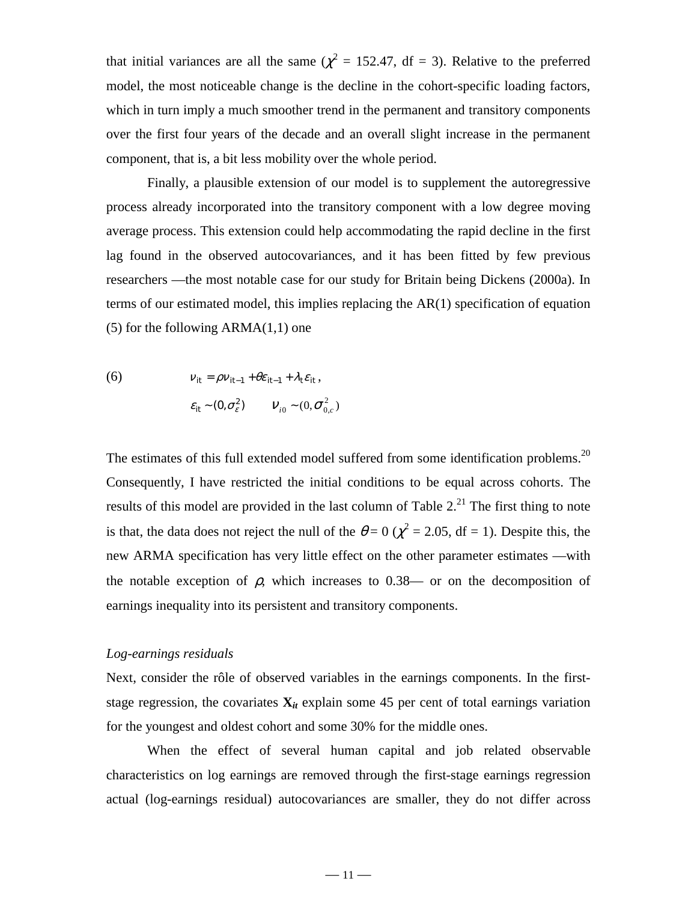that initial variances are all the same ($\chi^2$ = 152.47, df = 3). Relative to the preferred model, the most noticeable change is the decline in the cohort-specific loading factors, which in turn imply a much smoother trend in the permanent and transitory components over the first four years of the decade and an overall slight increase in the permanent component, that is, a bit less mobility over the whole period.

Finally, a plausible extension of our model is to supplement the autoregressive process already incorporated into the transitory component with a low degree moving average process. This extension could help accommodating the rapid decline in the first lag found in the observed autocovariances, and it has been fitted by few previous researchers —the most notable case for our study for Britain being Dickens (2000a). In terms of our estimated model, this implies replacing the AR(1) specification of equation (5) for the following ARMA(1,1) one

$$
\text{(6)} \qquad \nu_{it} = \rho\nu_{it-1} + \theta\varepsilon_{it-1} + \lambda_t \varepsilon_{it},
$$

$$
\varepsilon_{it} \sim (0, \sigma_\varepsilon^2) \qquad \nu_{i0} \sim (0, \sigma_{0,c}^2)
$$

The estimates of this full extended model suffered from some identification problems.[20] Consequently, I have restricted the initial conditions to be equal across cohorts. The results of this model are provided in the last column of Table 2.[21] The first thing to note is that, the data does not reject the null of the $\theta = 0$ ($\chi^2$ = 2.05, df = 1). Despite this, the new ARMA specification has very little effect on the other parameter estimates —with the notable exception of $\rho$, which increases to 0.38— or on the decomposition of earnings inequality into its persistent and transitory components.

*Log-earnings residuals*

Next, consider the rôle of observed variables in the earnings components. In the first-stage regression, the covariates $\mathbf{X}_{it}$ explain some 45 per cent of total earnings variation for the youngest and oldest cohort and some 30% for the middle ones.

When the effect of several human capital and job related observable characteristics on log earnings are removed through the first-stage earnings regression actual (log-earnings residual) autocovariances are smaller, they do not differ across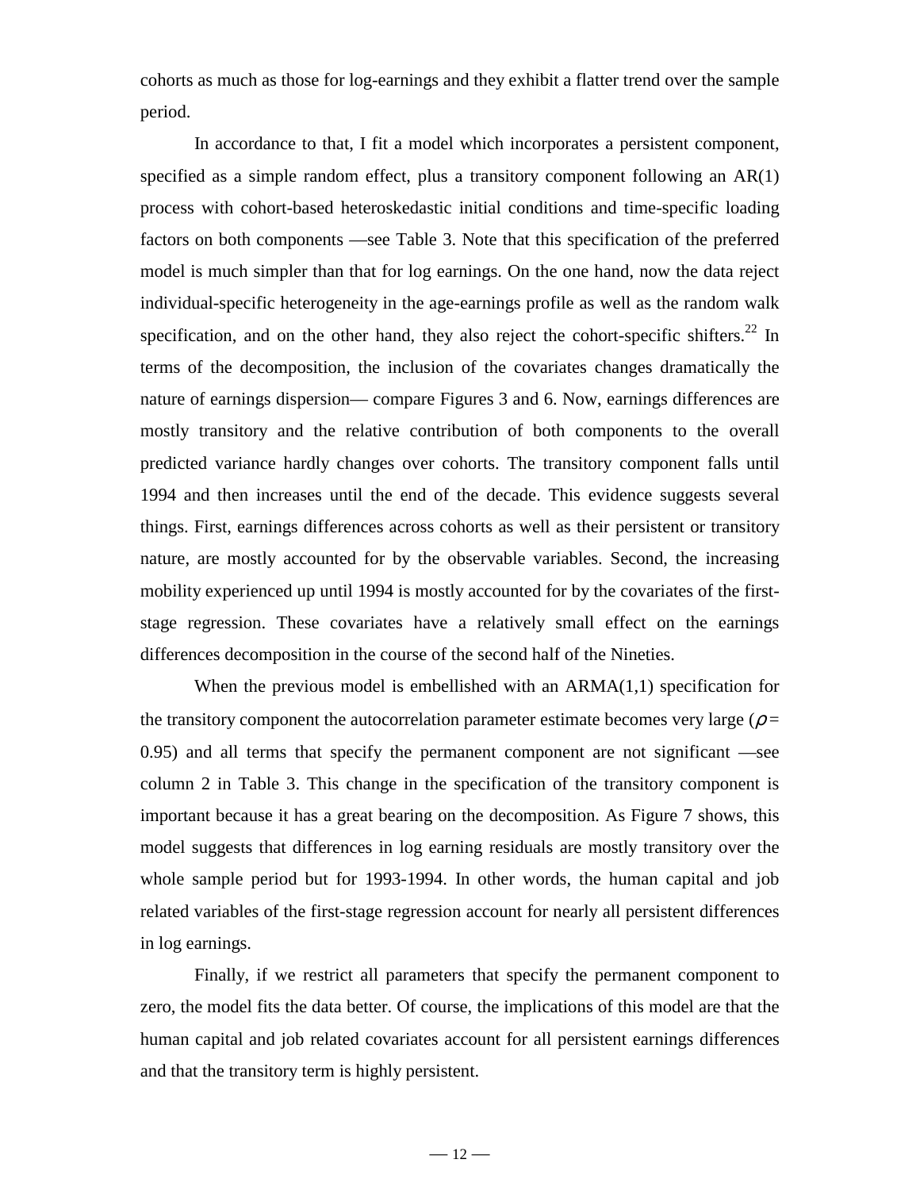cohorts as much as those for log-earnings and they exhibit a flatter trend over the sample period.

In accordance to that, I fit a model which incorporates a persistent component, specified as a simple random effect, plus a transitory component following an AR(1) process with cohort-based heteroskedastic initial conditions and time-specific loading factors on both components —see Table 3. Note that this specification of the preferred model is much simpler than that for log earnings. On the one hand, now the data reject individual-specific heterogeneity in the age-earnings profile as well as the random walk specification, and on the other hand, they also reject the cohort-specific shifters.[22] In terms of the decomposition, the inclusion of the covariates changes dramatically the nature of earnings dispersion— compare Figures 3 and 6. Now, earnings differences are mostly transitory and the relative contribution of both components to the overall predicted variance hardly changes over cohorts. The transitory component falls until 1994 and then increases until the end of the decade. This evidence suggests several things. First, earnings differences across cohorts as well as their persistent or transitory nature, are mostly accounted for by the observable variables. Second, the increasing mobility experienced up until 1994 is mostly accounted for by the covariates of the first-stage regression. These covariates have a relatively small effect on the earnings differences decomposition in the course of the second half of the Nineties.

When the previous model is embellished with an ARMA(1,1) specification for the transitory component the autocorrelation parameter estimate becomes very large ($\rho =$ 0.95) and all terms that specify the permanent component are not significant —see column 2 in Table 3. This change in the specification of the transitory component is important because it has a great bearing on the decomposition. As Figure 7 shows, this model suggests that differences in log earning residuals are mostly transitory over the whole sample period but for 1993-1994. In other words, the human capital and job related variables of the first-stage regression account for nearly all persistent differences in log earnings.

Finally, if we restrict all parameters that specify the permanent component to zero, the model fits the data better. Of course, the implications of this model are that the human capital and job related covariates account for all persistent earnings differences and that the transitory term is highly persistent.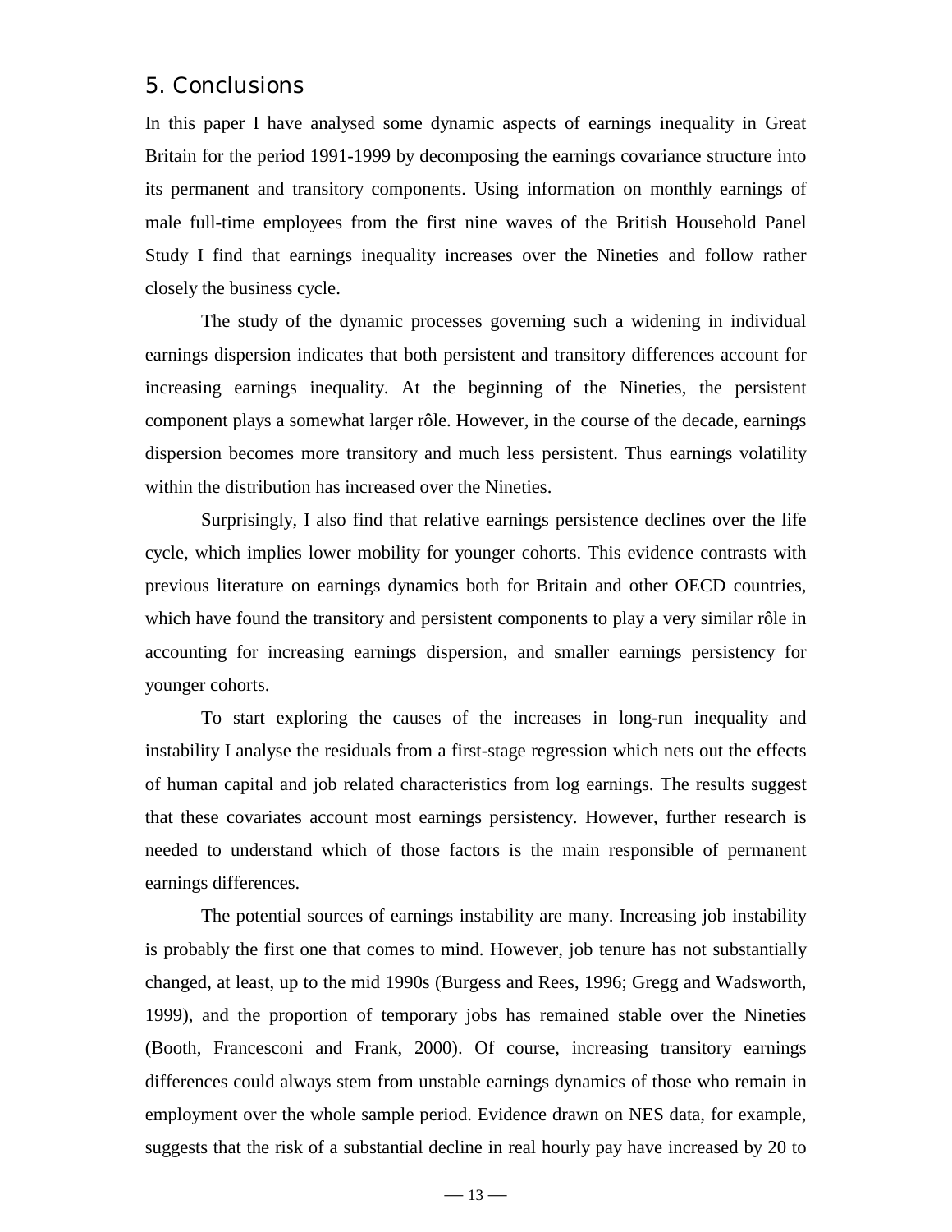## 5. Conclusions

In this paper I have analysed some dynamic aspects of earnings inequality in Great Britain for the period 1991-1999 by decomposing the earnings covariance structure into its permanent and transitory components. Using information on monthly earnings of male full-time employees from the first nine waves of the British Household Panel Study I find that earnings inequality increases over the Nineties and follow rather closely the business cycle.

The study of the dynamic processes governing such a widening in individual earnings dispersion indicates that both persistent and transitory differences account for increasing earnings inequality. At the beginning of the Nineties, the persistent component plays a somewhat larger rôle. However, in the course of the decade, earnings dispersion becomes more transitory and much less persistent. Thus earnings volatility within the distribution has increased over the Nineties.

Surprisingly, I also find that relative earnings persistence declines over the life cycle, which implies lower mobility for younger cohorts. This evidence contrasts with previous literature on earnings dynamics both for Britain and other OECD countries, which have found the transitory and persistent components to play a very similar rôle in accounting for increasing earnings dispersion, and smaller earnings persistency for younger cohorts.

To start exploring the causes of the increases in long-run inequality and instability I analyse the residuals from a first-stage regression which nets out the effects of human capital and job related characteristics from log earnings. The results suggest that these covariates account most earnings persistency. However, further research is needed to understand which of those factors is the main responsible of permanent earnings differences.

The potential sources of earnings instability are many. Increasing job instability is probably the first one that comes to mind. However, job tenure has not substantially changed, at least, up to the mid 1990s (Burgess and Rees, 1996; Gregg and Wadsworth, 1999), and the proportion of temporary jobs has remained stable over the Nineties (Booth, Francesconi and Frank, 2000). Of course, increasing transitory earnings differences could always stem from unstable earnings dynamics of those who remain in employment over the whole sample period. Evidence drawn on NES data, for example, suggests that the risk of a substantial decline in real hourly pay have increased by 20 to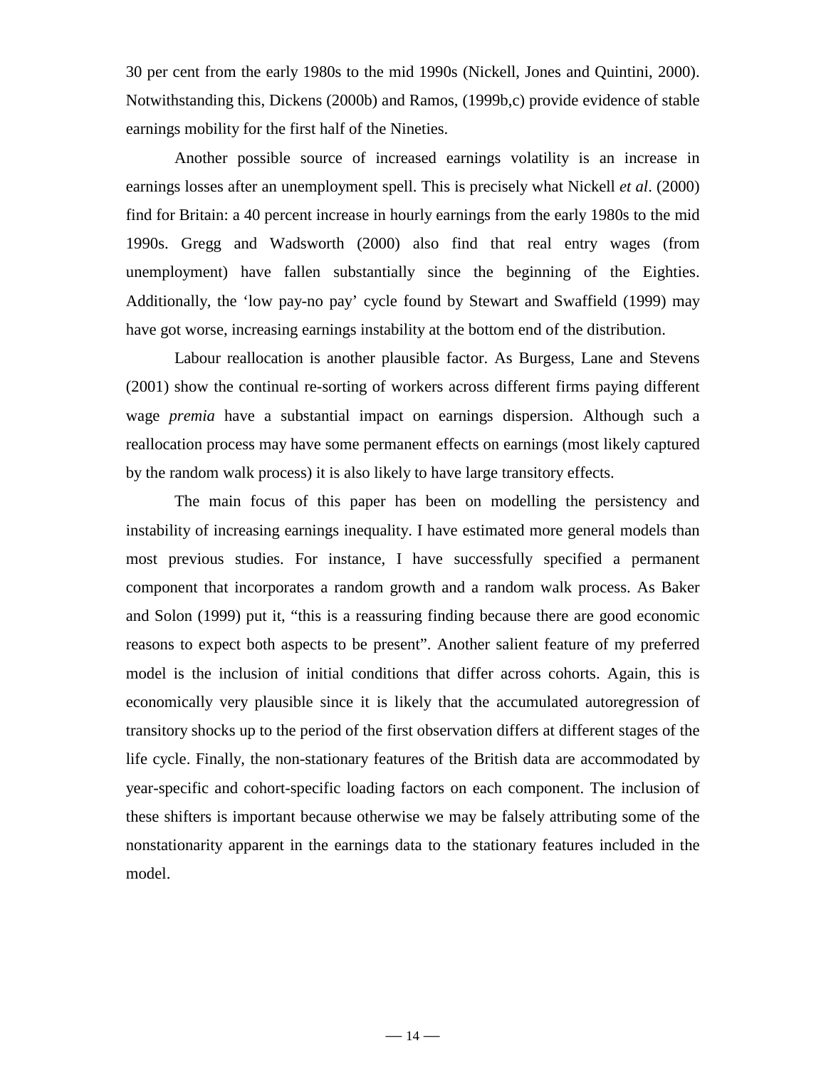30 per cent from the early 1980s to the mid 1990s (Nickell, Jones and Quintini, 2000). Notwithstanding this, Dickens (2000b) and Ramos, (1999b,c) provide evidence of stable earnings mobility for the first half of the Nineties.

Another possible source of increased earnings volatility is an increase in earnings losses after an unemployment spell. This is precisely what Nickell *et al*. (2000) find for Britain: a 40 percent increase in hourly earnings from the early 1980s to the mid 1990s. Gregg and Wadsworth (2000) also find that real entry wages (from unemployment) have fallen substantially since the beginning of the Eighties. Additionally, the 'low pay-no pay' cycle found by Stewart and Swaffield (1999) may have got worse, increasing earnings instability at the bottom end of the distribution.

Labour reallocation is another plausible factor. As Burgess, Lane and Stevens (2001) show the continual re-sorting of workers across different firms paying different wage *premia* have a substantial impact on earnings dispersion. Although such a reallocation process may have some permanent effects on earnings (most likely captured by the random walk process) it is also likely to have large transitory effects.

The main focus of this paper has been on modelling the persistency and instability of increasing earnings inequality. I have estimated more general models than most previous studies. For instance, I have successfully specified a permanent component that incorporates a random growth and a random walk process. As Baker and Solon (1999) put it, "this is a reassuring finding because there are good economic reasons to expect both aspects to be present". Another salient feature of my preferred model is the inclusion of initial conditions that differ across cohorts. Again, this is economically very plausible since it is likely that the accumulated autoregression of transitory shocks up to the period of the first observation differs at different stages of the life cycle. Finally, the non-stationary features of the British data are accommodated by year-specific and cohort-specific loading factors on each component. The inclusion of these shifters is important because otherwise we may be falsely attributing some of the nonstationarity apparent in the earnings data to the stationary features included in the model.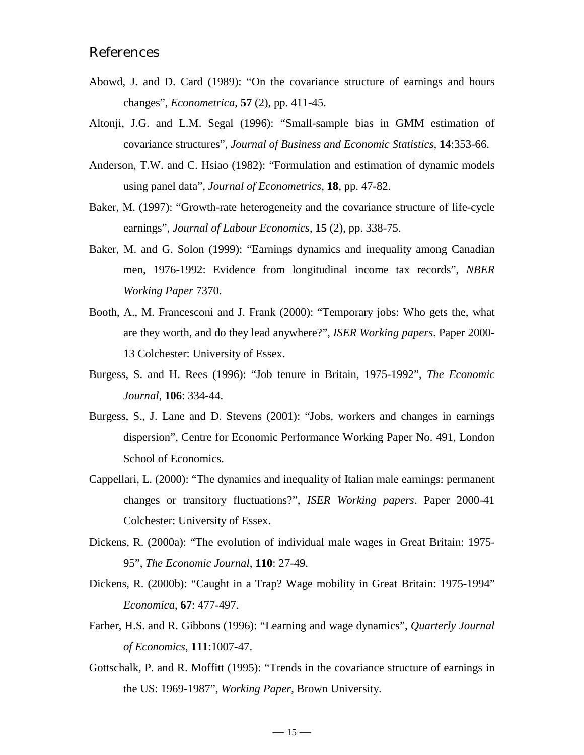## References

Abowd, J. and D. Card (1989): “On the covariance structure of earnings and hours changes”, *Econometrica*, **57** (2), pp. 411-45.

Altonji, J.G. and L.M. Segal (1996): “Small-sample bias in GMM estimation of covariance structures”, *Journal of Business and Economic Statistics*, **14**:353-66.

Anderson, T.W. and C. Hsiao (1982): “Formulation and estimation of dynamic models using panel data”, *Journal of Econometrics*, **18**, pp. 47-82.

Baker, M. (1997): “Growth-rate heterogeneity and the covariance structure of life-cycle earnings”, *Journal of Labour Economics*, **15** (2), pp. 338-75.

Baker, M. and G. Solon (1999): “Earnings dynamics and inequality among Canadian men, 1976-1992: Evidence from longitudinal income tax records”, *NBER Working Paper* 7370.

Booth, A., M. Francesconi and J. Frank (2000): “Temporary jobs: Who gets the, what are they worth, and do they lead anywhere?”, *ISER Working papers*. Paper 2000-13 Colchester: University of Essex.

Burgess, S. and H. Rees (1996): “Job tenure in Britain, 1975-1992”, *The Economic Journal*, **106**: 334-44.

Burgess, S., J. Lane and D. Stevens (2001): “Jobs, workers and changes in earnings dispersion”, Centre for Economic Performance Working Paper No. 491, London School of Economics.

Cappellari, L. (2000): “The dynamics and inequality of Italian male earnings: permanent changes or transitory fluctuations?”, *ISER Working papers*. Paper 2000-41 Colchester: University of Essex.

Dickens, R. (2000a): “The evolution of individual male wages in Great Britain: 1975-95”, *The Economic Journal*, **110**: 27-49.

Dickens, R. (2000b): “Caught in a Trap? Wage mobility in Great Britain: 1975-1994” *Economica*, **67**: 477-497.

Farber, H.S. and R. Gibbons (1996): “Learning and wage dynamics”, *Quarterly Journal of Economics*, **111**:1007-47.

Gottschalk, P. and R. Moffitt (1995): “Trends in the covariance structure of earnings in the US: 1969-1987”, *Working Paper*, Brown University.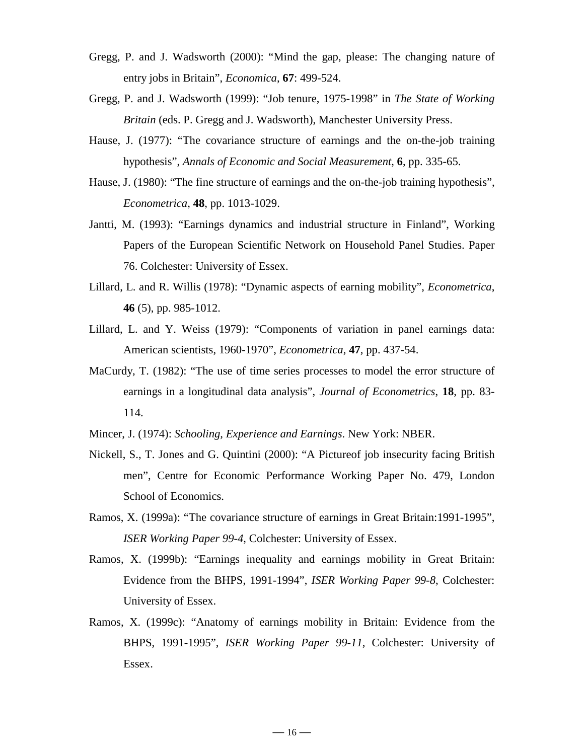Gregg, P. and J. Wadsworth (2000): "Mind the gap, please: The changing nature of entry jobs in Britain", *Economica*, **67**: 499-524.

Gregg, P. and J. Wadsworth (1999): "Job tenure, 1975-1998" in *The State of Working Britain* (eds. P. Gregg and J. Wadsworth), Manchester University Press.

Hause, J. (1977): "The covariance structure of earnings and the on-the-job training hypothesis", *Annals of Economic and Social Measurement*, **6**, pp. 335-65.

Hause, J. (1980): "The fine structure of earnings and the on-the-job training hypothesis", *Econometrica*, **48**, pp. 1013-1029.

Jantti, M. (1993): "Earnings dynamics and industrial structure in Finland", Working Papers of the European Scientific Network on Household Panel Studies. Paper 76. Colchester: University of Essex.

Lillard, L. and R. Willis (1978): "Dynamic aspects of earning mobility", *Econometrica*, **46** (5), pp. 985-1012.

Lillard, L. and Y. Weiss (1979): "Components of variation in panel earnings data: American scientists, 1960-1970", *Econometrica*, **47**, pp. 437-54.

MaCurdy, T. (1982): "The use of time series processes to model the error structure of earnings in a longitudinal data analysis", *Journal of Econometrics*, **18**, pp. 83-114.

Mincer, J. (1974): *Schooling, Experience and Earnings*. New York: NBER.

Nickell, S., T. Jones and G. Quintini (2000): "A Pictureof job insecurity facing British men", Centre for Economic Performance Working Paper No. 479, London School of Economics.

Ramos, X. (1999a): "The covariance structure of earnings in Great Britain:1991-1995", *ISER Working Paper 99-4*, Colchester: University of Essex.

Ramos, X. (1999b): "Earnings inequality and earnings mobility in Great Britain: Evidence from the BHPS, 1991-1994", *ISER Working Paper 99-8*, Colchester: University of Essex.

Ramos, X. (1999c): "Anatomy of earnings mobility in Britain: Evidence from the BHPS, 1991-1995", *ISER Working Paper 99-11*, Colchester: University of Essex.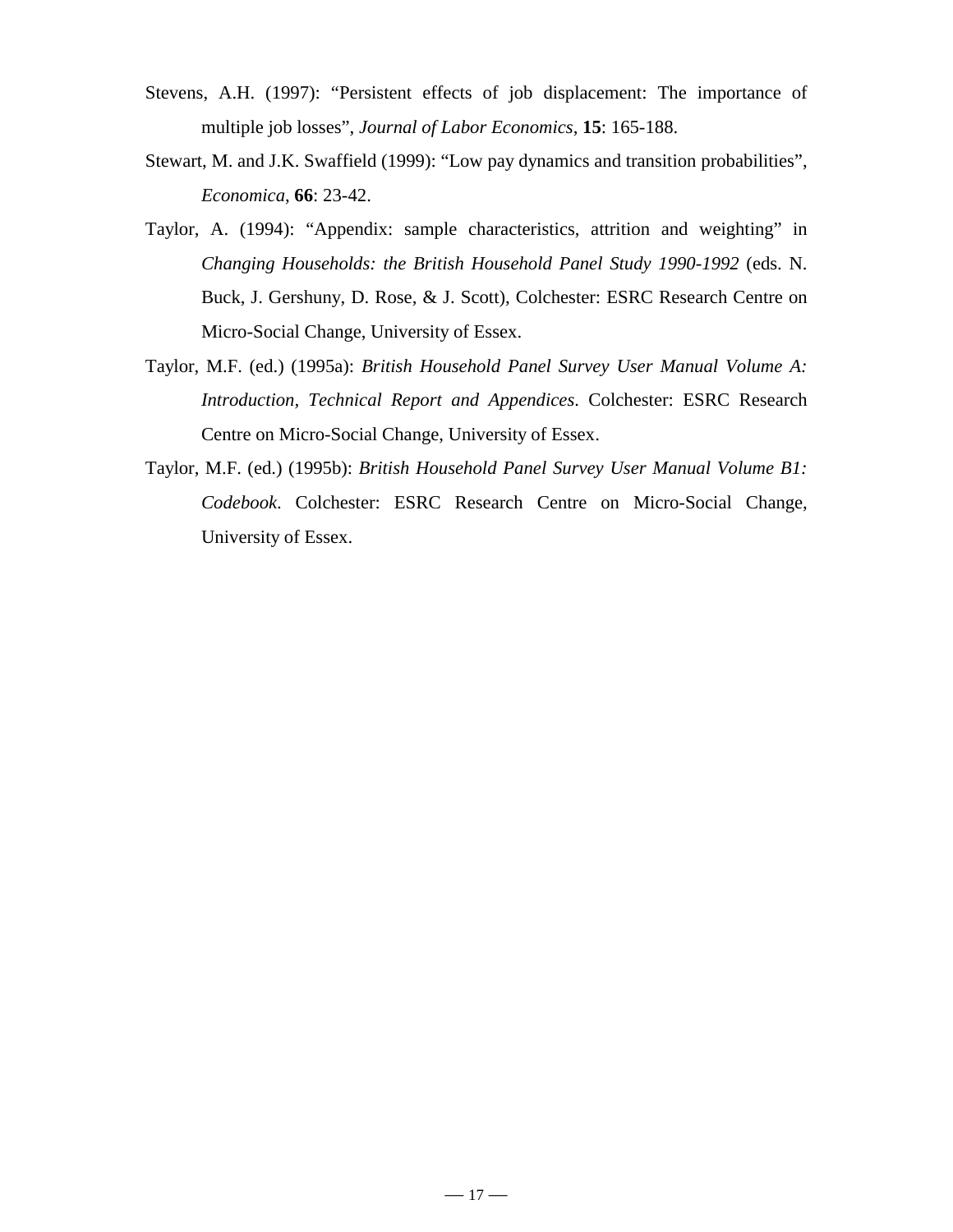Stevens, A.H. (1997): "Persistent effects of job displacement: The importance of multiple job losses", *Journal of Labor Economics*, **15**: 165-188.

Stewart, M. and J.K. Swaffield (1999): "Low pay dynamics and transition probabilities", *Economica*, **66**: 23-42.

Taylor, A. (1994): "Appendix: sample characteristics, attrition and weighting" in *Changing Households: the British Household Panel Study 1990-1992* (eds. N. Buck, J. Gershuny, D. Rose, & J. Scott), Colchester: ESRC Research Centre on Micro-Social Change, University of Essex.

Taylor, M.F. (ed.) (1995a): *British Household Panel Survey User Manual Volume A: Introduction, Technical Report and Appendices*. Colchester: ESRC Research Centre on Micro-Social Change, University of Essex.

Taylor, M.F. (ed.) (1995b): *British Household Panel Survey User Manual Volume B1: Codebook*. Colchester: ESRC Research Centre on Micro-Social Change, University of Essex.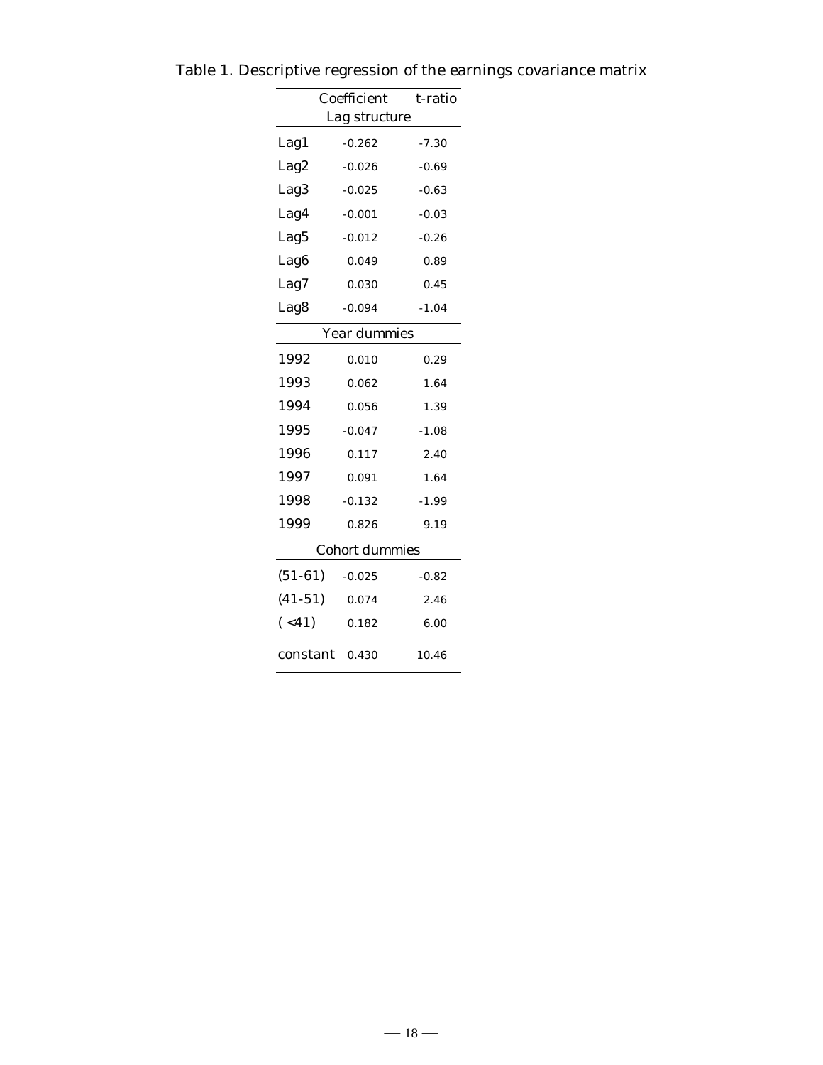Table 1. Descriptive regression of the earnings covariance matrix

| | Coefficient | t-ratio |
|---|---|---|
| **Lag structure** | | |
| Lag1 | -0.262 | -7.30 |
| Lag2 | -0.026 | -0.69 |
| Lag3 | -0.025 | -0.63 |
| Lag4 | -0.001 | -0.03 |
| Lag5 | -0.012 | -0.26 |
| Lag6 | 0.049 | 0.89 |
| Lag7 | 0.030 | 0.45 |
| Lag8 | -0.094 | -1.04 |
| **Year dummies** | | |
| 1992 | 0.010 | 0.29 |
| 1993 | 0.062 | 1.64 |
| 1994 | 0.056 | 1.39 |
| 1995 | -0.047 | -1.08 |
| 1996 | 0.117 | 2.40 |
| 1997 | 0.091 | 1.64 |
| 1998 | -0.132 | -1.99 |
| 1999 | 0.826 | 9.19 |
| **Cohort dummies** | | |
| (51-61) | -0.025 | -0.82 |
| (41-51) | 0.074 | 2.46 |
| ( <41) | 0.182 | 6.00 |
| constant | 0.430 | 10.46 |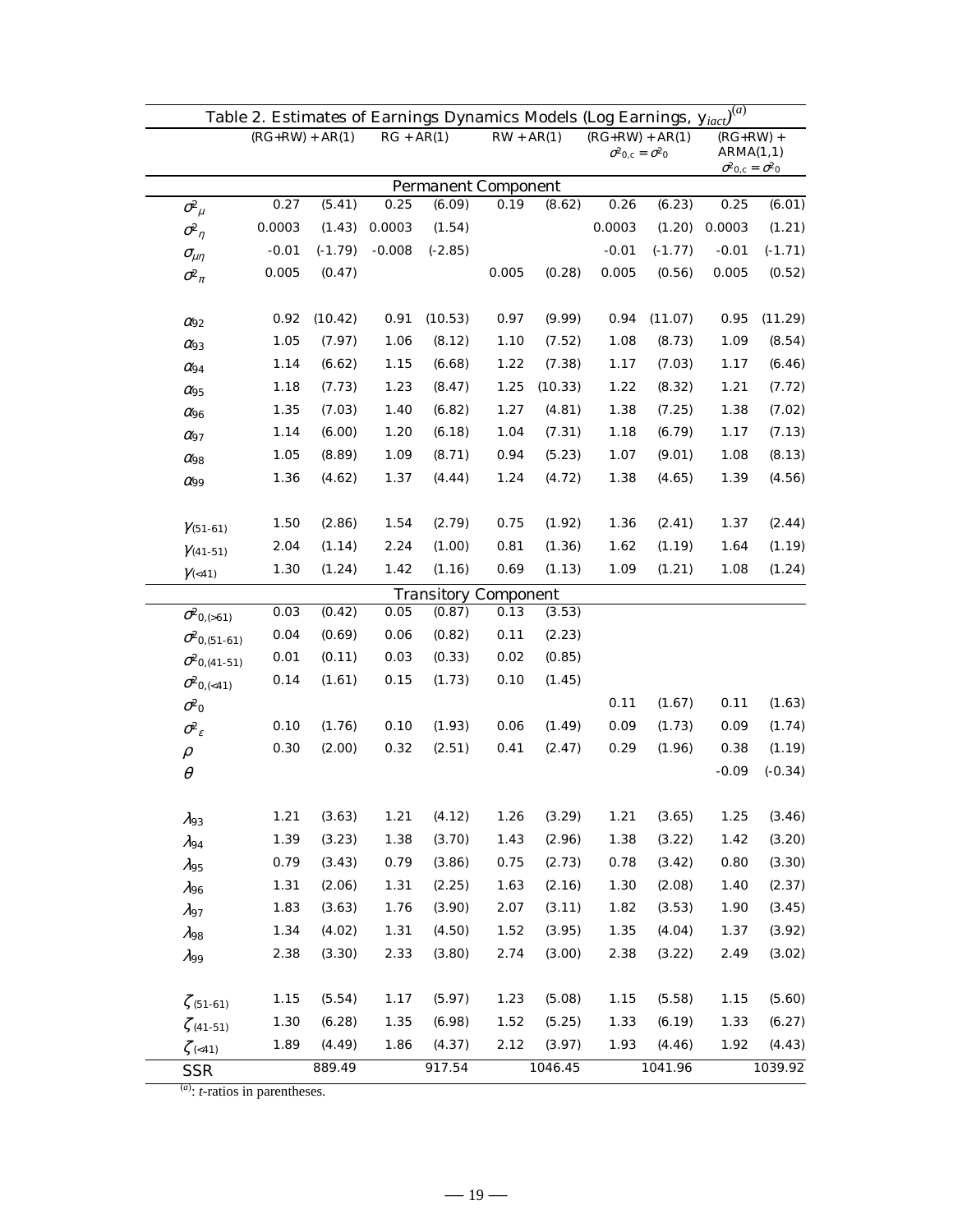Table 2. Estimates of Earnings Dynamics Models (Log Earnings, $y_{iact}$)[(a)]

| | (RG+RW) + AR(1) | | RG + AR(1) | | RW + AR(1) | | (RG+RW) + AR(1) $\sigma^2_{0,c} = \sigma^2_0$ | | (RG+RW) + ARMA(1,1) $\sigma^2_{0,c} = \sigma^2_0$ | |
|---|---|---|---|---|---|---|---|---|---|---|
| **Permanent Component** | | | | | | | | | | |
| $\sigma^2_\mu$ | 0.27 | (5.41) | 0.25 | (6.09) | 0.19 | (8.62) | 0.26 | (6.23) | 0.25 | (6.01) |
| $\sigma^2_\eta$ | 0.0003 | (1.43) | 0.0003 | (1.54) | | | 0.0003 | (1.20) | 0.0003 | (1.21) |
| $\sigma_{\mu\eta}$ | -0.01 | (-1.79) | -0.008 | (-2.85) | | | -0.01 | (-1.77) | -0.01 | (-1.71) |
| $\sigma^2_\pi$ | 0.005 | (0.47) | | | 0.005 | (0.28) | 0.005 | (0.56) | 0.005 | (0.52) |
| $\alpha_{92}$ | 0.92 | (10.42) | 0.91 | (10.53) | 0.97 | (9.99) | 0.94 | (11.07) | 0.95 | (11.29) |
| $\alpha_{93}$ | 1.05 | (7.97) | 1.06 | (8.12) | 1.10 | (7.52) | 1.08 | (8.73) | 1.09 | (8.54) |
| $\alpha_{94}$ | 1.14 | (6.62) | 1.15 | (6.68) | 1.22 | (7.38) | 1.17 | (7.03) | 1.17 | (6.46) |
| $\alpha_{95}$ | 1.18 | (7.73) | 1.23 | (8.47) | 1.25 | (10.33) | 1.22 | (8.32) | 1.21 | (7.72) |
| $\alpha_{96}$ | 1.35 | (7.03) | 1.40 | (6.82) | 1.27 | (4.81) | 1.38 | (7.25) | 1.38 | (7.02) |
| $\alpha_{97}$ | 1.14 | (6.00) | 1.20 | (6.18) | 1.04 | (7.31) | 1.18 | (6.79) | 1.17 | (7.13) |
| $\alpha_{98}$ | 1.05 | (8.89) | 1.09 | (8.71) | 0.94 | (5.23) | 1.07 | (9.01) | 1.08 | (8.13) |
| $\alpha_{99}$ | 1.36 | (4.62) | 1.37 | (4.44) | 1.24 | (4.72) | 1.38 | (4.65) | 1.39 | (4.56) |
| $\gamma_{(51\text{-}61)}$ | 1.50 | (2.86) | 1.54 | (2.79) | 0.75 | (1.92) | 1.36 | (2.41) | 1.37 | (2.44) |
| $\gamma_{(41\text{-}51)}$ | 2.04 | (1.14) | 2.24 | (1.00) | 0.81 | (1.36) | 1.62 | (1.19) | 1.64 | (1.19) |
| $\gamma_{(<41)}$ | 1.30 | (1.24) | 1.42 | (1.16) | 0.69 | (1.13) | 1.09 | (1.21) | 1.08 | (1.24) |
| **Transitory Component** | | | | | | | | | | |
| $\sigma^2_{0,(>61)}$ | 0.03 | (0.42) | 0.05 | (0.87) | 0.13 | (3.53) | | | | |
| $\sigma^2_{0,(51\text{-}61)}$ | 0.04 | (0.69) | 0.06 | (0.82) | 0.11 | (2.23) | | | | |
| $\sigma^2_{0,(41\text{-}51)}$ | 0.01 | (0.11) | 0.03 | (0.33) | 0.02 | (0.85) | | | | |
| $\sigma^2_{0,(<41)}$ | 0.14 | (1.61) | 0.15 | (1.73) | 0.10 | (1.45) | | | | |
| $\sigma^2_0$ | | | | | | | 0.11 | (1.67) | 0.11 | (1.63) |
| $\sigma^2_\varepsilon$ | 0.10 | (1.76) | 0.10 | (1.93) | 0.06 | (1.49) | 0.09 | (1.73) | 0.09 | (1.74) |
| $\rho$ | 0.30 | (2.00) | 0.32 | (2.51) | 0.41 | (2.47) | 0.29 | (1.96) | 0.38 | (1.19) |
| $\theta$ | | | | | | | | | -0.09 | (-0.34) |
| $\lambda_{93}$ | 1.21 | (3.63) | 1.21 | (4.12) | 1.26 | (3.29) | 1.21 | (3.65) | 1.25 | (3.46) |
| $\lambda_{94}$ | 1.39 | (3.23) | 1.38 | (3.70) | 1.43 | (2.96) | 1.38 | (3.22) | 1.42 | (3.20) |
| $\lambda_{95}$ | 0.79 | (3.43) | 0.79 | (3.86) | 0.75 | (2.73) | 0.78 | (3.42) | 0.80 | (3.30) |
| $\lambda_{96}$ | 1.31 | (2.06) | 1.31 | (2.25) | 1.63 | (2.16) | 1.30 | (2.08) | 1.40 | (2.37) |
| $\lambda_{97}$ | 1.83 | (3.63) | 1.76 | (3.90) | 2.07 | (3.11) | 1.82 | (3.53) | 1.90 | (3.45) |
| $\lambda_{98}$ | 1.34 | (4.02) | 1.31 | (4.50) | 1.52 | (3.95) | 1.35 | (4.04) | 1.37 | (3.92) |
| $\lambda_{99}$ | 2.38 | (3.30) | 2.33 | (3.80) | 2.74 | (3.00) | 2.38 | (3.22) | 2.49 | (3.02) |
| $\zeta_{(51\text{-}61)}$ | 1.15 | (5.54) | 1.17 | (5.97) | 1.23 | (5.08) | 1.15 | (5.58) | 1.15 | (5.60) |
| $\zeta_{(41\text{-}51)}$ | 1.30 | (6.28) | 1.35 | (6.98) | 1.52 | (5.25) | 1.33 | (6.19) | 1.33 | (6.27) |
| $\zeta_{(<41)}$ | 1.89 | (4.49) | 1.86 | (4.37) | 2.12 | (3.97) | 1.93 | (4.46) | 1.92 | (4.43) |
| SSR | | 889.49 | | 917.54 | | 1046.45 | | 1041.96 | | 1039.92 |

[(a)]: *t*-ratios in parentheses.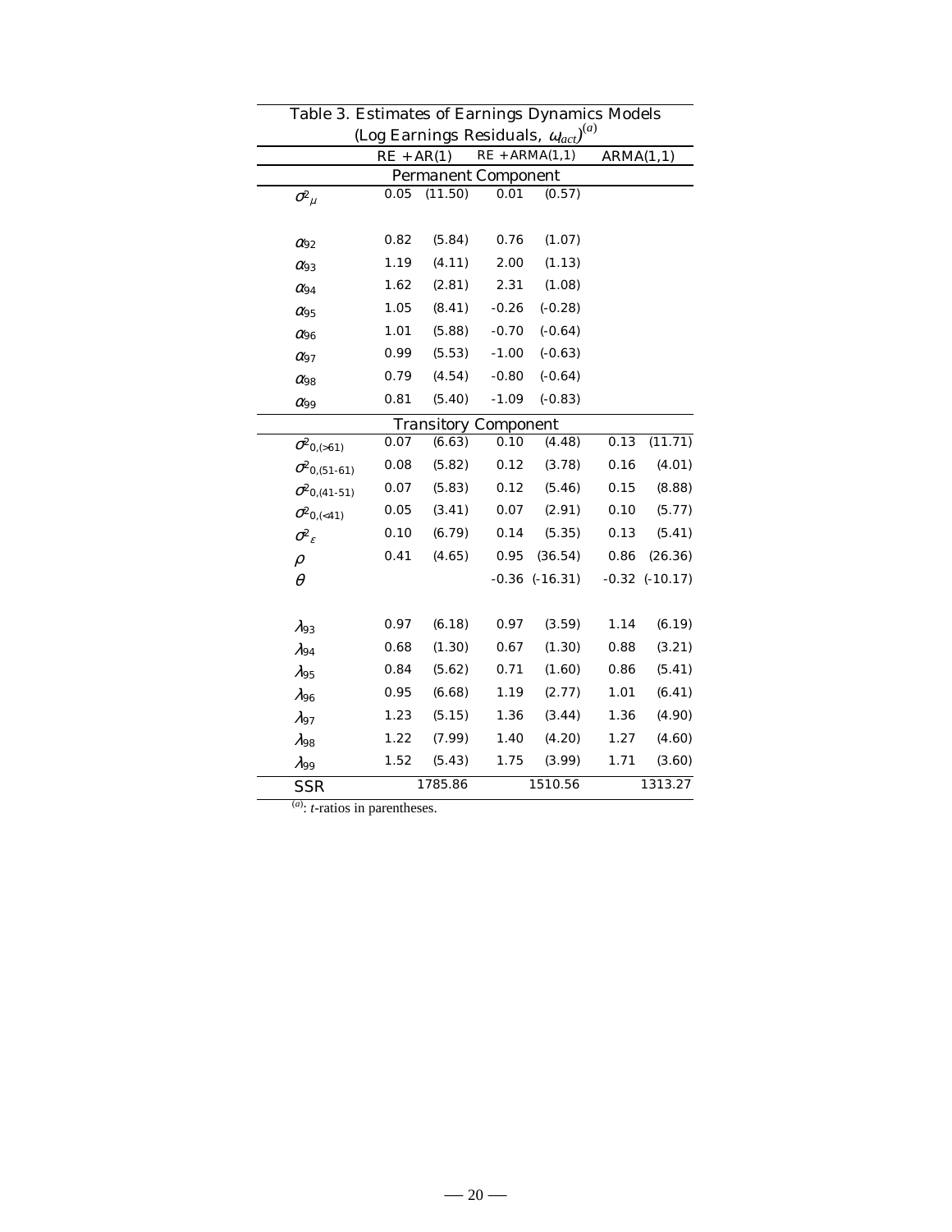Table 3. Estimates of Earnings Dynamics Models (Log Earnings Residuals, $\omega_{iact}$)[(a)]

| | RE + AR(1) | | RE + ARMA(1,1) | | ARMA(1,1) | |
|---|---|---|---|---|---|---|
| **Permanent Component** | | | | | | |
| $\sigma^2_{\mu}$ | 0.05 | (11.50) | 0.01 | (0.57) | | |
| $\alpha_{92}$ | 0.82 | (5.84) | 0.76 | (1.07) | | |
| $\alpha_{93}$ | 1.19 | (4.11) | 2.00 | (1.13) | | |
| $\alpha_{94}$ | 1.62 | (2.81) | 2.31 | (1.08) | | |
| $\alpha_{95}$ | 1.05 | (8.41) | -0.26 | (-0.28) | | |
| $\alpha_{96}$ | 1.01 | (5.88) | -0.70 | (-0.64) | | |
| $\alpha_{97}$ | 0.99 | (5.53) | -1.00 | (-0.63) | | |
| $\alpha_{98}$ | 0.79 | (4.54) | -0.80 | (-0.64) | | |
| $\alpha_{99}$ | 0.81 | (5.40) | -1.09 | (-0.83) | | |
| **Transitory Component** | | | | | | |
| $\sigma^2_{0,(>61)}$ | 0.07 | (6.63) | 0.10 | (4.48) | 0.13 | (11.71) |
| $\sigma^2_{0,(51\text{-}61)}$ | 0.08 | (5.82) | 0.12 | (3.78) | 0.16 | (4.01) |
| $\sigma^2_{0,(41\text{-}51)}$ | 0.07 | (5.83) | 0.12 | (5.46) | 0.15 | (8.88) |
| $\sigma^2_{0,(<41)}$ | 0.05 | (3.41) | 0.07 | (2.91) | 0.10 | (5.77) |
| $\sigma^2_{\varepsilon}$ | 0.10 | (6.79) | 0.14 | (5.35) | 0.13 | (5.41) |
| $\rho$ | 0.41 | (4.65) | 0.95 | (36.54) | 0.86 | (26.36) |
| $\theta$ | | | -0.36 | (-16.31) | -0.32 | (-10.17) |
| $\lambda_{93}$ | 0.97 | (6.18) | 0.97 | (3.59) | 1.14 | (6.19) |
| $\lambda_{94}$ | 0.68 | (1.30) | 0.67 | (1.30) | 0.88 | (3.21) |
| $\lambda_{95}$ | 0.84 | (5.62) | 0.71 | (1.60) | 0.86 | (5.41) |
| $\lambda_{96}$ | 0.95 | (6.68) | 1.19 | (2.77) | 1.01 | (6.41) |
| $\lambda_{97}$ | 1.23 | (5.15) | 1.36 | (3.44) | 1.36 | (4.90) |
| $\lambda_{98}$ | 1.22 | (7.99) | 1.40 | (4.20) | 1.27 | (4.60) |
| $\lambda_{99}$ | 1.52 | (5.43) | 1.75 | (3.99) | 1.71 | (3.60) |
| SSR | | 1785.86 | | 1510.56 | | 1313.27 |

[(a)]: *t*-ratios in parentheses.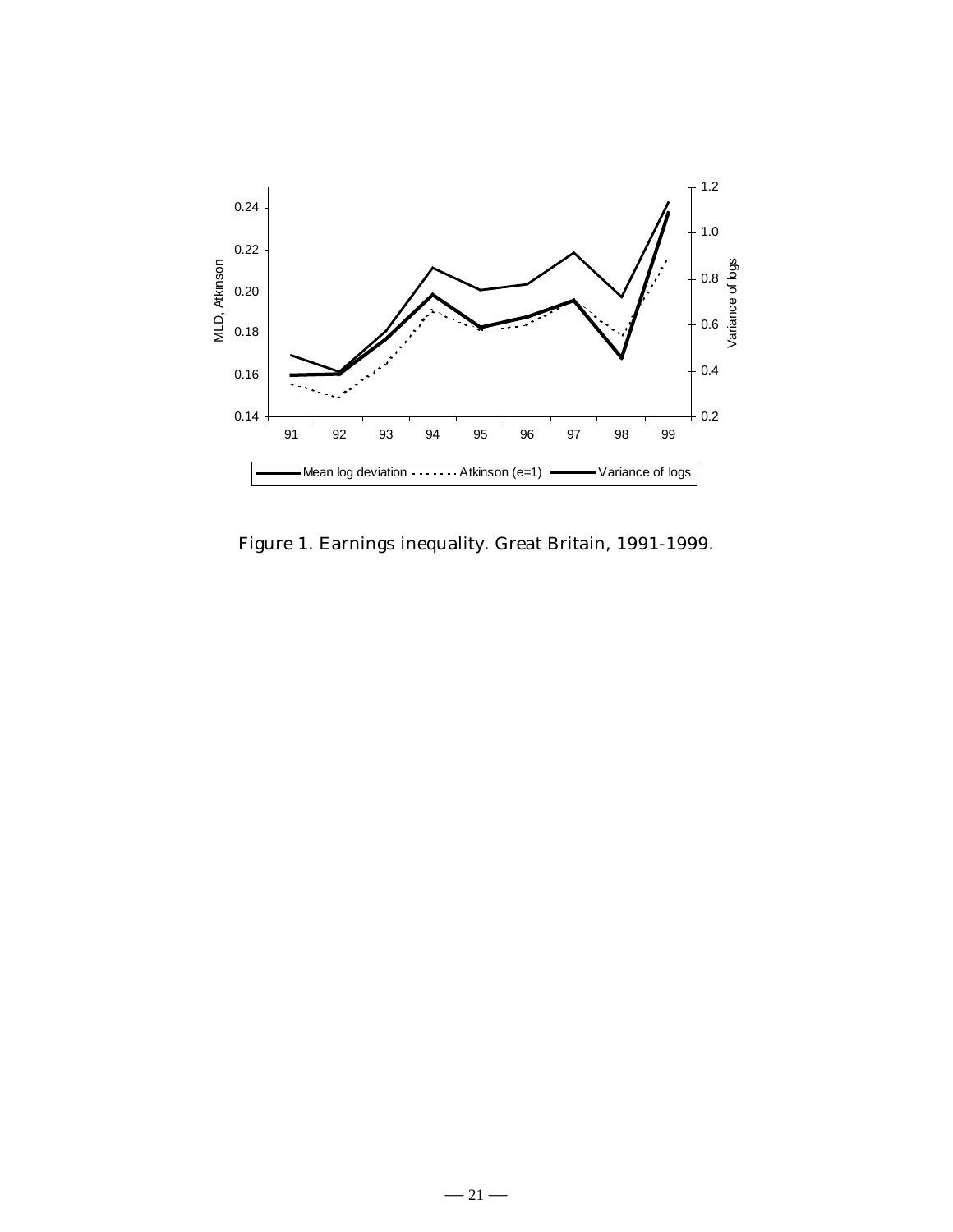Figure 1. Earnings inequality. Great Britain, 1991-1999.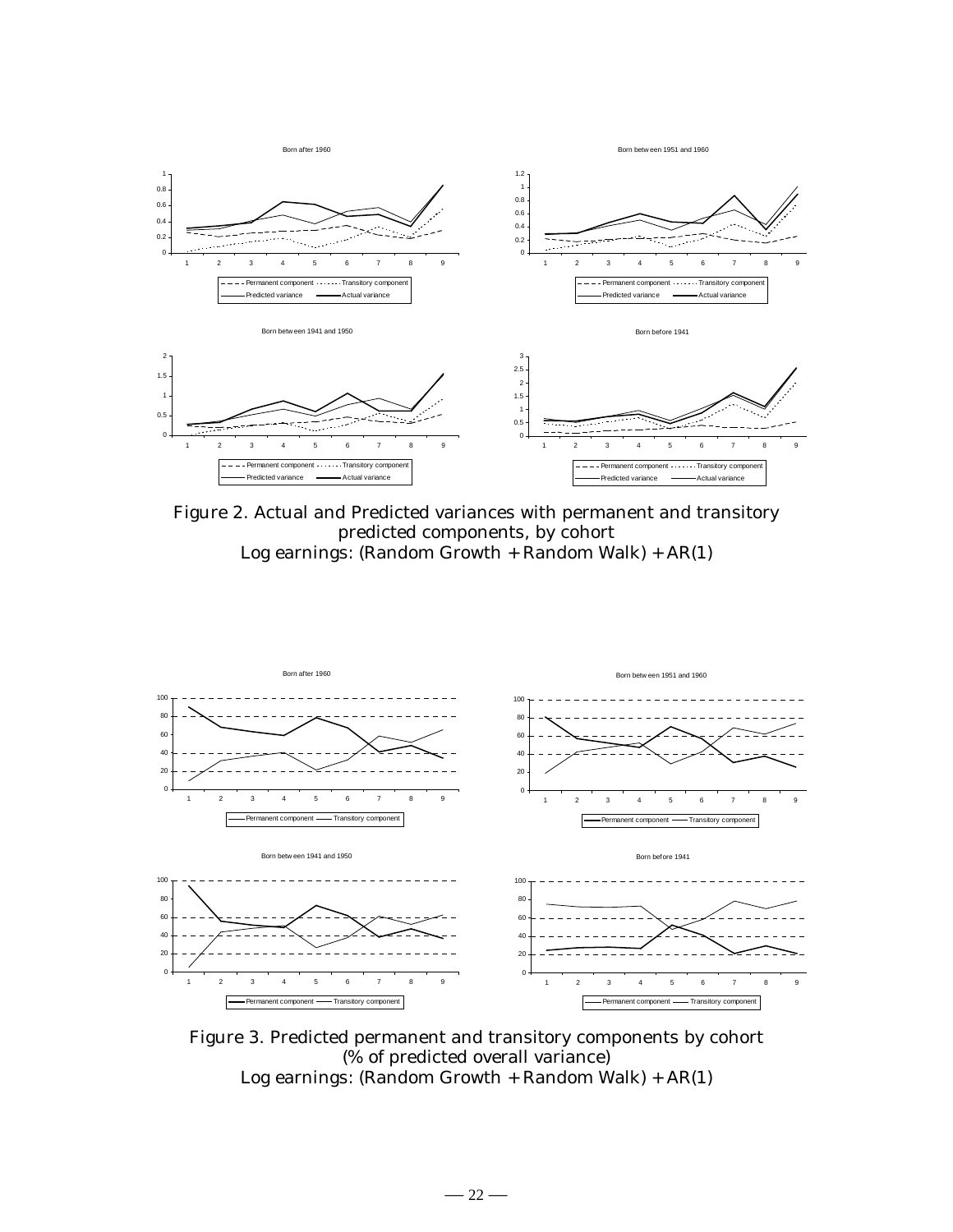Figure 2. Actual and Predicted variances with permanent and transitory predicted components, by cohort
Log earnings: (Random Growth + Random Walk) + AR(1)

Figure 3. Predicted permanent and transitory components by cohort (% of predicted overall variance)
Log earnings: (Random Growth + Random Walk) + AR(1)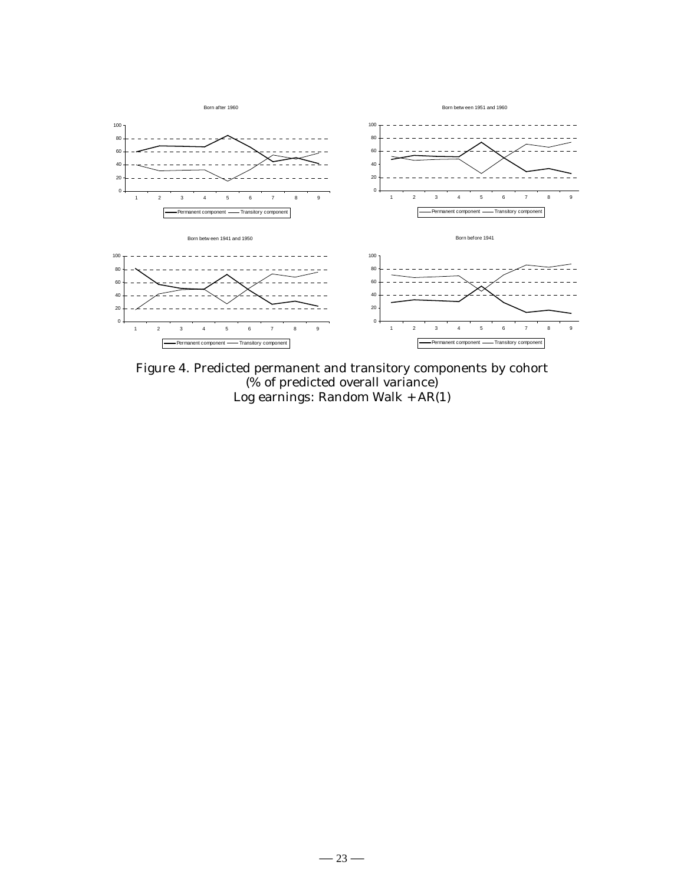Figure 4. Predicted permanent and transitory components by cohort
(% of predicted overall variance)
Log earnings: Random Walk + AR(1)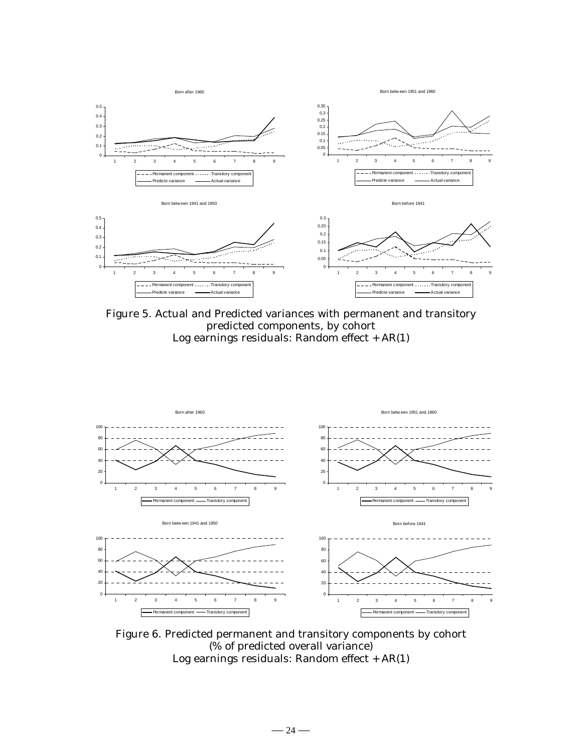Figure 5. Actual and Predicted variances with permanent and transitory predicted components, by cohort
Log earnings residuals: Random effect + AR(1)

Figure 6. Predicted permanent and transitory components by cohort (% of predicted overall variance)
Log earnings residuals: Random effect + AR(1)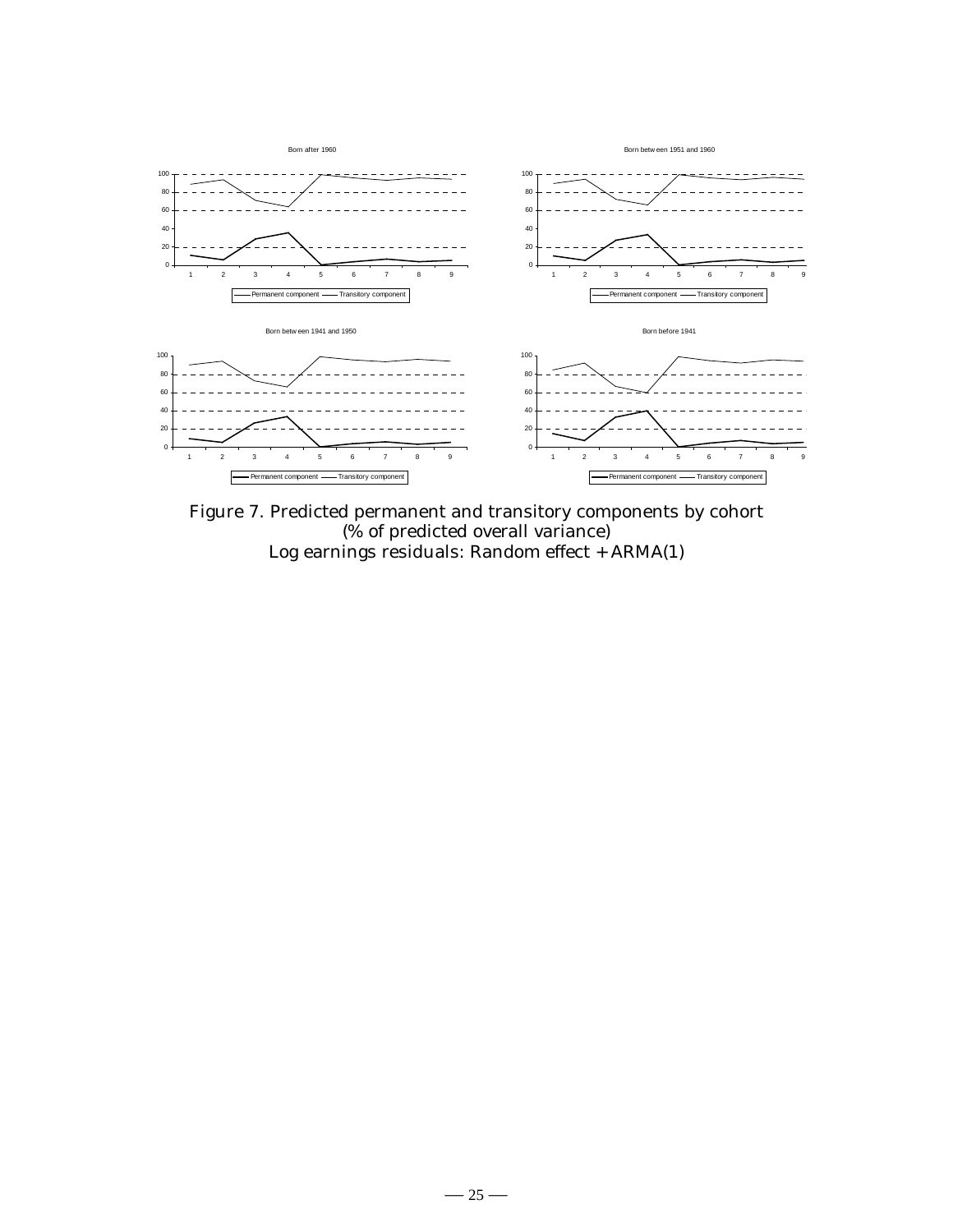Figure 7. Predicted permanent and transitory components by cohort
(% of predicted overall variance)
Log earnings residuals: Random effect + ARMA(1)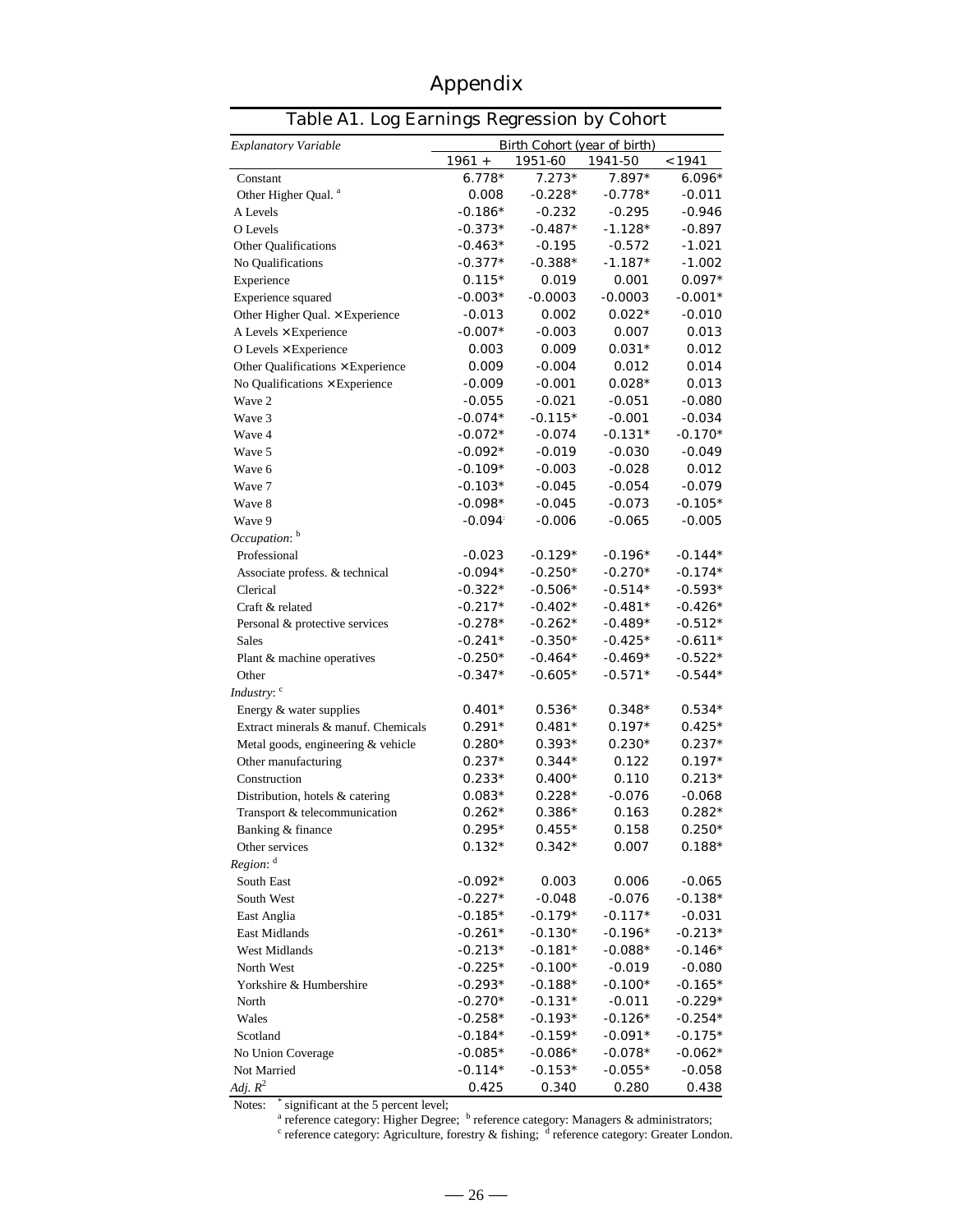# Appendix

**Table A1. Log Earnings Regression by Cohort**

| *Explanatory Variable* | Birth Cohort (year of birth) | | | |
|---|---|---|---|---|
| | 1961 + | 1951-60 | 1941-50 | <1941 |
| Constant | 6.778* | 7.273* | 7.897* | 6.096* |
| Other Higher Qual. [a] | 0.008 | -0.228* | -0.778* | -0.011 |
| A Levels | -0.186* | -0.232 | -0.295 | -0.946 |
| O Levels | -0.373* | -0.487* | -1.128* | -0.897 |
| Other Qualifications | -0.463* | -0.195 | -0.572 | -1.021 |
| No Qualifications | -0.377* | -0.388* | -1.187* | -1.002 |
| Experience | 0.115* | 0.019 | 0.001 | 0.097* |
| Experience squared | -0.003* | -0.0003 | -0.0003 | -0.001* |
| Other Higher Qual. × Experience | -0.013 | 0.002 | 0.022* | -0.010 |
| A Levels × Experience | -0.007* | -0.003 | 0.007 | 0.013 |
| O Levels × Experience | 0.003 | 0.009 | 0.031* | 0.012 |
| Other Qualifications × Experience | 0.009 | -0.004 | 0.012 | 0.014 |
| No Qualifications × Experience | -0.009 | -0.001 | 0.028* | 0.013 |
| Wave 2 | -0.055 | -0.021 | -0.051 | -0.080 |
| Wave 3 | -0.074* | -0.115* | -0.001 | -0.034 |
| Wave 4 | -0.072* | -0.074 | -0.131* | -0.170* |
| Wave 5 | -0.092* | -0.019 | -0.030 | -0.049 |
| Wave 6 | -0.109* | -0.003 | -0.028 | 0.012 |
| Wave 7 | -0.103* | -0.045 | -0.054 | -0.079 |
| Wave 8 | -0.098* | -0.045 | -0.073 | -0.105* |
| Wave 9 | -0.094* | -0.006 | -0.065 | -0.005 |
| *Occupation*: [b] | | | | |
| Professional | -0.023 | -0.129* | -0.196* | -0.144* |
| Associate profess. & technical | -0.094* | -0.250* | -0.270* | -0.174* |
| Clerical | -0.322* | -0.506* | -0.514* | -0.593* |
| Craft & related | -0.217* | -0.402* | -0.481* | -0.426* |
| Personal & protective services | -0.278* | -0.262* | -0.489* | -0.512* |
| Sales | -0.241* | -0.350* | -0.425* | -0.611* |
| Plant & machine operatives | -0.250* | -0.464* | -0.469* | -0.522* |
| Other | -0.347* | -0.605* | -0.571* | -0.544* |
| *Industry*: [c] | | | | |
| Energy & water supplies | 0.401* | 0.536* | 0.348* | 0.534* |
| Extract minerals & manuf. Chemicals | 0.291* | 0.481* | 0.197* | 0.425* |
| Metal goods, engineering & vehicle | 0.280* | 0.393* | 0.230* | 0.237* |
| Other manufacturing | 0.237* | 0.344* | 0.122 | 0.197* |
| Construction | 0.233* | 0.400* | 0.110 | 0.213* |
| Distribution, hotels & catering | 0.083* | 0.228* | -0.076 | -0.068 |
| Transport & telecommunication | 0.262* | 0.386* | 0.163 | 0.282* |
| Banking & finance | 0.295* | 0.455* | 0.158 | 0.250* |
| Other services | 0.132* | 0.342* | 0.007 | 0.188* |
| *Region*: [d] | | | | |
| South East | -0.092* | 0.003 | 0.006 | -0.065 |
| South West | -0.227* | -0.048 | -0.076 | -0.138* |
| East Anglia | -0.185* | -0.179* | -0.117* | -0.031 |
| East Midlands | -0.261* | -0.130* | -0.196* | -0.213* |
| West Midlands | -0.213* | -0.181* | -0.088* | -0.146* |
| North West | -0.225* | -0.100* | -0.019 | -0.080 |
| Yorkshire & Humbershire | -0.293* | -0.188* | -0.100* | -0.165* |
| North | -0.270* | -0.131* | -0.011 | -0.229* |
| Wales | -0.258* | -0.193* | -0.126* | -0.254* |
| Scotland | -0.184* | -0.159* | -0.091* | -0.175* |
| No Union Coverage | -0.085* | -0.086* | -0.078* | -0.062* |
| Not Married | -0.114* | -0.153* | -0.055* | -0.058 |
| *Adj.* $R^2$ | 0.425 | 0.340 | 0.280 | 0.438 |

Notes: * significant at the 5 percent level;
[a] reference category: Higher Degree; [b] reference category: Managers & administrators;
[c] reference category: Agriculture, forestry & fishing; [d] reference category: Greater London.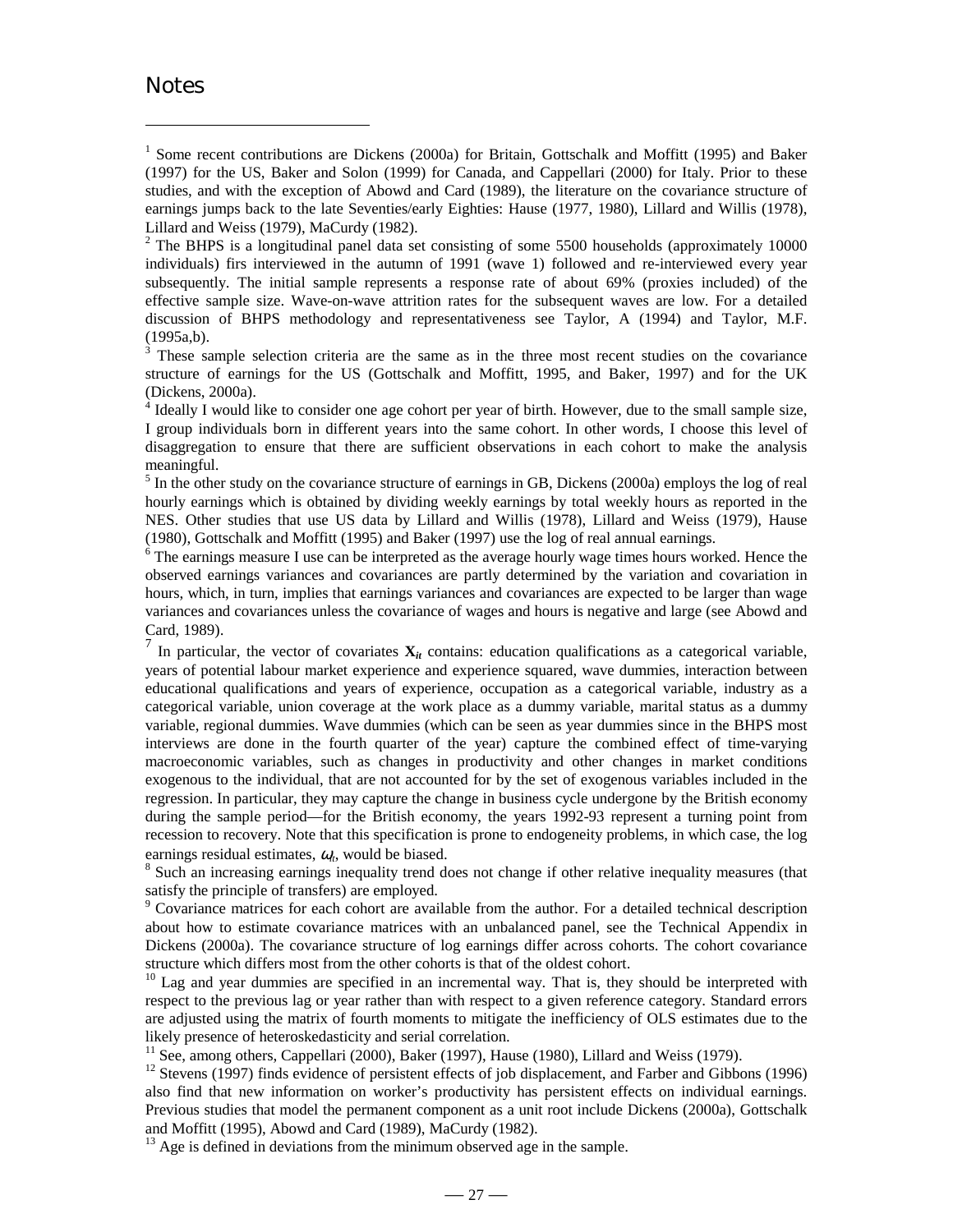# Notes

[1] Some recent contributions are Dickens (2000a) for Britain, Gottschalk and Moffitt (1995) and Baker (1997) for the US, Baker and Solon (1999) for Canada, and Cappellari (2000) for Italy. Prior to these studies, and with the exception of Abowd and Card (1989), the literature on the covariance structure of earnings jumps back to the late Seventies/early Eighties: Hause (1977, 1980), Lillard and Willis (1978), Lillard and Weiss (1979), MaCurdy (1982).

[2] The BHPS is a longitudinal panel data set consisting of some 5500 households (approximately 10000 individuals) firs interviewed in the autumn of 1991 (wave 1) followed and re-interviewed every year subsequently. The initial sample represents a response rate of about 69% (proxies included) of the effective sample size. Wave-on-wave attrition rates for the subsequent waves are low. For a detailed discussion of BHPS methodology and representativeness see Taylor, A (1994) and Taylor, M.F. (1995a,b).

[3] These sample selection criteria are the same as in the three most recent studies on the covariance structure of earnings for the US (Gottschalk and Moffitt, 1995, and Baker, 1997) and for the UK (Dickens, 2000a).

[4] Ideally I would like to consider one age cohort per year of birth. However, due to the small sample size, I group individuals born in different years into the same cohort. In other words, I choose this level of disaggregation to ensure that there are sufficient observations in each cohort to make the analysis meaningful.

[5] In the other study on the covariance structure of earnings in GB, Dickens (2000a) employs the log of real hourly earnings which is obtained by dividing weekly earnings by total weekly hours as reported in the NES. Other studies that use US data by Lillard and Willis (1978), Lillard and Weiss (1979), Hause (1980), Gottschalk and Moffitt (1995) and Baker (1997) use the log of real annual earnings.

[6] The earnings measure I use can be interpreted as the average hourly wage times hours worked. Hence the observed earnings variances and covariances are partly determined by the variation and covariation in hours, which, in turn, implies that earnings variances and covariances are expected to be larger than wage variances and covariances unless the covariance of wages and hours is negative and large (see Abowd and Card, 1989).

[7] In particular, the vector of covariates $\mathbf{X}_{it}$ contains: education qualifications as a categorical variable, years of potential labour market experience and experience squared, wave dummies, interaction between educational qualifications and years of experience, occupation as a categorical variable, industry as a categorical variable, union coverage at the work place as a dummy variable, marital status as a dummy variable, regional dummies. Wave dummies (which can be seen as year dummies since in the BHPS most interviews are done in the fourth quarter of the year) capture the combined effect of time-varying macroeconomic variables, such as changes in productivity and other changes in market conditions exogenous to the individual, that are not accounted for by the set of exogenous variables included in the regression. In particular, they may capture the change in business cycle undergone by the British economy during the sample period—for the British economy, the years 1992-93 represent a turning point from recession to recovery. Note that this specification is prone to endogeneity problems, in which case, the log earnings residual estimates, $\omega_{it}$, would be biased.

[8] Such an increasing earnings inequality trend does not change if other relative inequality measures (that satisfy the principle of transfers) are employed.

[9] Covariance matrices for each cohort are available from the author. For a detailed technical description about how to estimate covariance matrices with an unbalanced panel, see the Technical Appendix in Dickens (2000a). The covariance structure of log earnings differ across cohorts. The cohort covariance structure which differs most from the other cohorts is that of the oldest cohort.

[10] Lag and year dummies are specified in an incremental way. That is, they should be interpreted with respect to the previous lag or year rather than with respect to a given reference category. Standard errors are adjusted using the matrix of fourth moments to mitigate the inefficiency of OLS estimates due to the likely presence of heteroskedasticity and serial correlation.

[11] See, among others, Cappellari (2000), Baker (1997), Hause (1980), Lillard and Weiss (1979).

[12] Stevens (1997) finds evidence of persistent effects of job displacement, and Farber and Gibbons (1996) also find that new information on worker's productivity has persistent effects on individual earnings. Previous studies that model the permanent component as a unit root include Dickens (2000a), Gottschalk and Moffitt (1995), Abowd and Card (1989), MaCurdy (1982).

[13] Age is defined in deviations from the minimum observed age in the sample.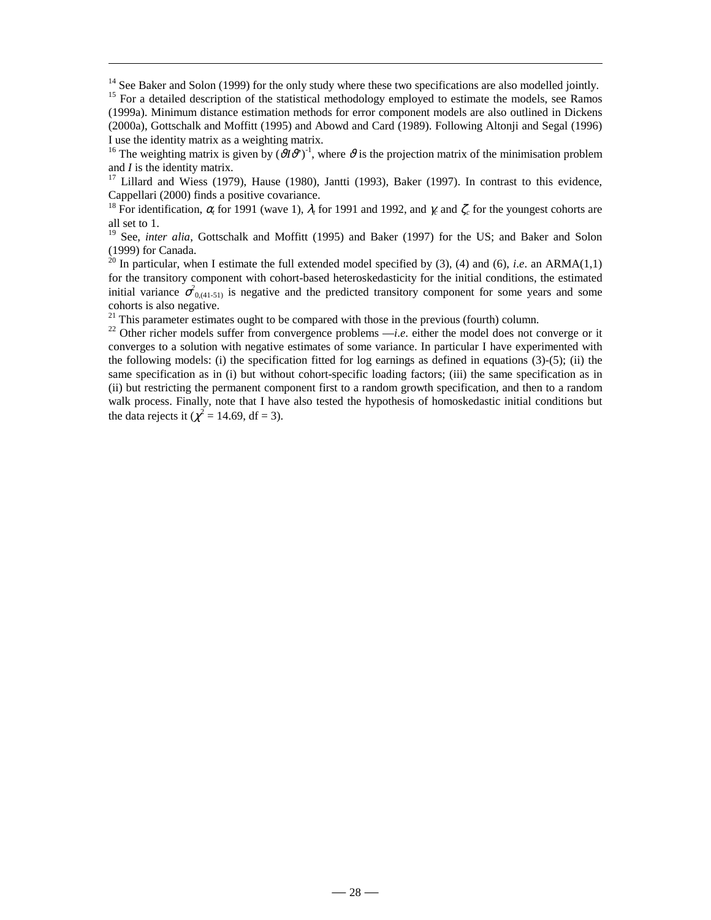[14] See Baker and Solon (1999) for the only study where these two specifications are also modelled jointly.

[15] For a detailed description of the statistical methodology employed to estimate the models, see Ramos (1999a). Minimum distance estimation methods for error component models are also outlined in Dickens (2000a), Gottschalk and Moffitt (1995) and Abowd and Card (1989). Following Altonji and Segal (1996) I use the identity matrix as a weighting matrix.

[16] The weighting matrix is given by $(\vartheta I \vartheta')^{-1}$, where $\vartheta$ is the projection matrix of the minimisation problem and $I$ is the identity matrix.

[17] Lillard and Wiess (1979), Hause (1980), Jantti (1993), Baker (1997). In contrast to this evidence, Cappellari (2000) finds a positive covariance.

[18] For identification, $\alpha_t$ for 1991 (wave 1), $\lambda_t$ for 1991 and 1992, and $\gamma_c$ and $\zeta_c$ for the youngest cohorts are all set to 1.

[19] See, *inter alia*, Gottschalk and Moffitt (1995) and Baker (1997) for the US; and Baker and Solon (1999) for Canada.

[20] In particular, when I estimate the full extended model specified by (3), (4) and (6), *i.e*. an ARMA(1,1) for the transitory component with cohort-based heteroskedasticity for the initial conditions, the estimated initial variance $\sigma^2_{0,(41\text{-}51)}$ is negative and the predicted transitory component for some years and some cohorts is also negative.

[21] This parameter estimates ought to be compared with those in the previous (fourth) column.

[22] Other richer models suffer from convergence problems —*i.e*. either the model does not converge or it converges to a solution with negative estimates of some variance. In particular I have experimented with the following models: (i) the specification fitted for log earnings as defined in equations (3)-(5); (ii) the same specification as in (i) but without cohort-specific loading factors; (iii) the same specification as in (ii) but restricting the permanent component first to a random growth specification, and then to a random walk process. Finally, note that I have also tested the hypothesis of homoskedastic initial conditions but the data rejects it ($\chi^2$ = 14.69, df = 3).